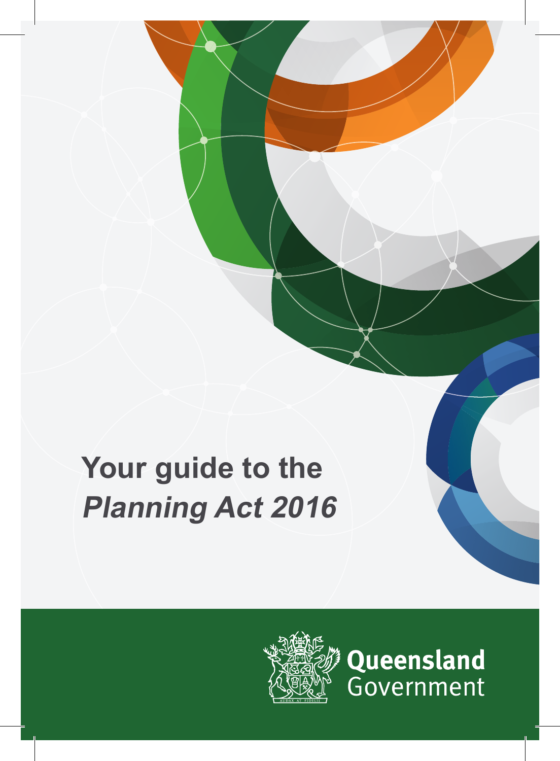# Your guide to the *Planning Act 2016*

Queensland Government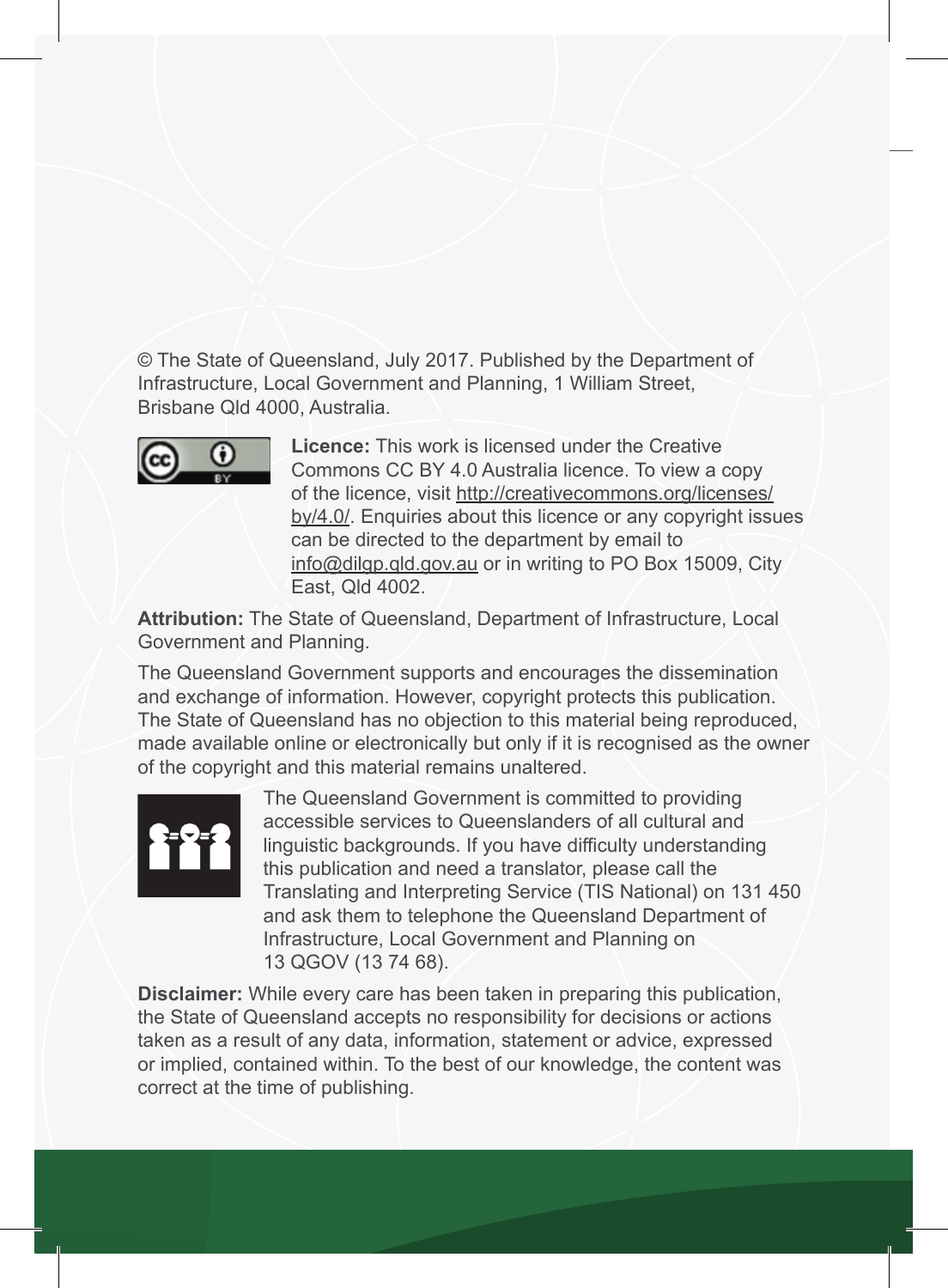© The State of Queensland, July 2017. Published by the Department of Infrastructure, Local Government and Planning, 1 William Street, Brisbane Qld 4000, Australia.

**Licence:** This work is licensed under the Creative Commons CC BY 4.0 Australia licence. To view a copy of the licence, visit http://creativecommons.org/licenses/by/4.0/. Enquiries about this licence or any copyright issues can be directed to the department by email to info@dilgp.qld.gov.au or in writing to PO Box 15009, City East, Qld 4002.

**Attribution:** The State of Queensland, Department of Infrastructure, Local Government and Planning.

The Queensland Government supports and encourages the dissemination and exchange of information. However, copyright protects this publication. The State of Queensland has no objection to this material being reproduced, made available online or electronically but only if it is recognised as the owner of the copyright and this material remains unaltered.

The Queensland Government is committed to providing accessible services to Queenslanders of all cultural and linguistic backgrounds. If you have difficulty understanding this publication and need a translator, please call the Translating and Interpreting Service (TIS National) on 131 450 and ask them to telephone the Queensland Department of Infrastructure, Local Government and Planning on 13 QGOV (13 74 68).

**Disclaimer:** While every care has been taken in preparing this publication, the State of Queensland accepts no responsibility for decisions or actions taken as a result of any data, information, statement or advice, expressed or implied, contained within. To the best of our knowledge, the content was correct at the time of publishing.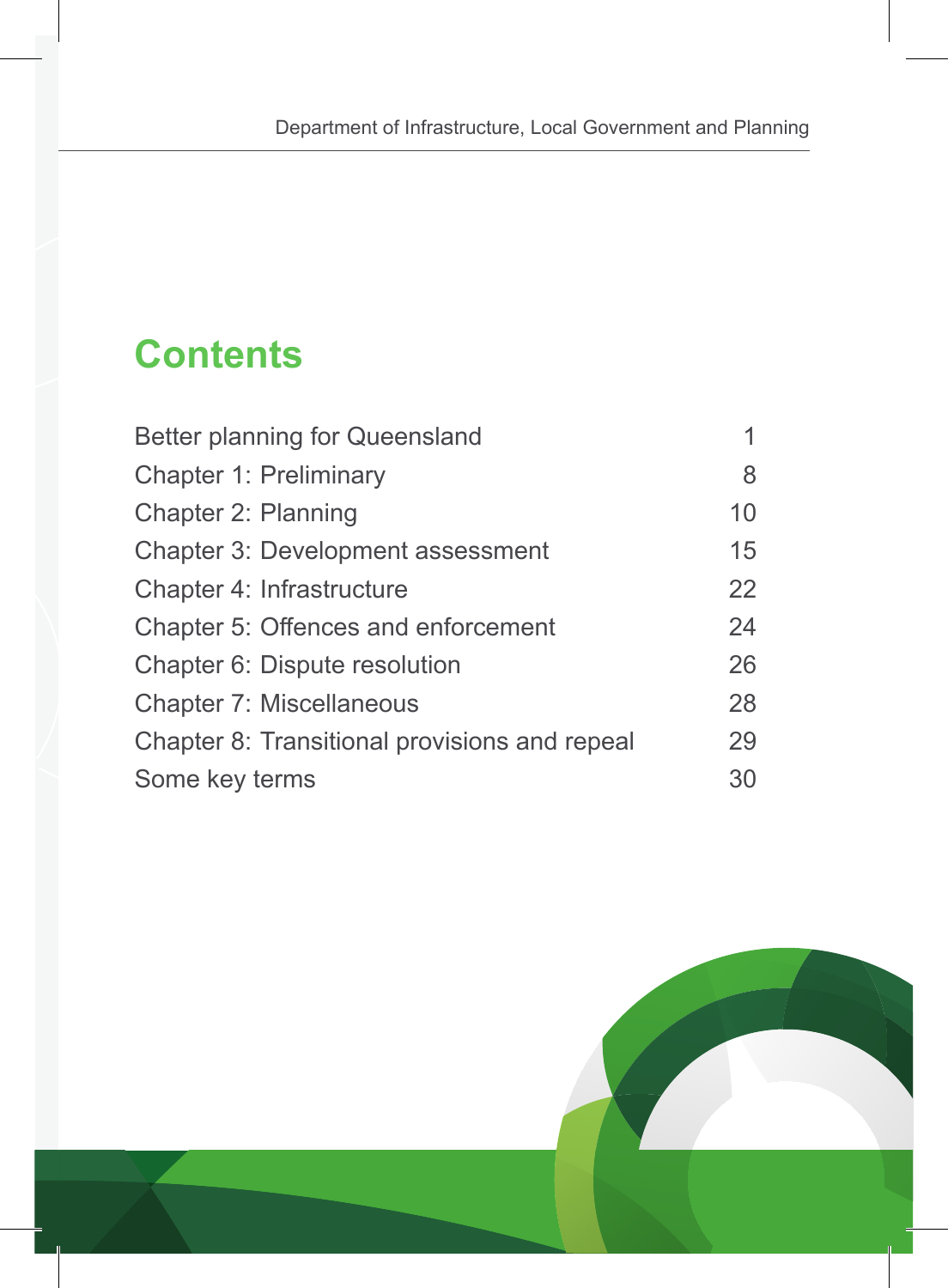# Contents

| | |
|---|---|
| Better planning for Queensland | 1 |
| Chapter 1: Preliminary | 8 |
| Chapter 2: Planning | 10 |
| Chapter 3: Development assessment | 15 |
| Chapter 4: Infrastructure | 22 |
| Chapter 5: Offences and enforcement | 24 |
| Chapter 6: Dispute resolution | 26 |
| Chapter 7: Miscellaneous | 28 |
| Chapter 8: Transitional provisions and repeal | 29 |
| Some key terms | 30 |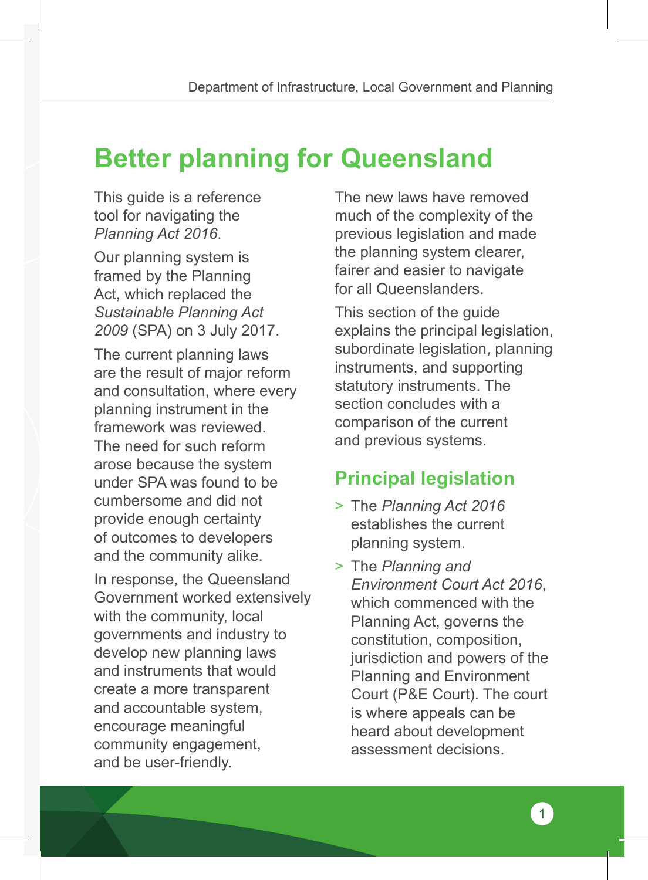# Better planning for Queensland

This guide is a reference tool for navigating the *Planning Act 2016*.

Our planning system is framed by the Planning Act, which replaced the *Sustainable Planning Act 2009* (SPA) on 3 July 2017.

The current planning laws are the result of major reform and consultation, where every planning instrument in the framework was reviewed. The need for such reform arose because the system under SPA was found to be cumbersome and did not provide enough certainty of outcomes to developers and the community alike.

In response, the Queensland Government worked extensively with the community, local governments and industry to develop new planning laws and instruments that would create a more transparent and accountable system, encourage meaningful community engagement, and be user-friendly.

The new laws have removed much of the complexity of the previous legislation and made the planning system clearer, fairer and easier to navigate for all Queenslanders.

This section of the guide explains the principal legislation, subordinate legislation, planning instruments, and supporting statutory instruments. The section concludes with a comparison of the current and previous systems.

## Principal legislation

- The *Planning Act 2016* establishes the current planning system.
- The *Planning and Environment Court Act 2016*, which commenced with the Planning Act, governs the constitution, composition, jurisdiction and powers of the Planning and Environment Court (P&E Court). The court is where appeals can be heard about development assessment decisions.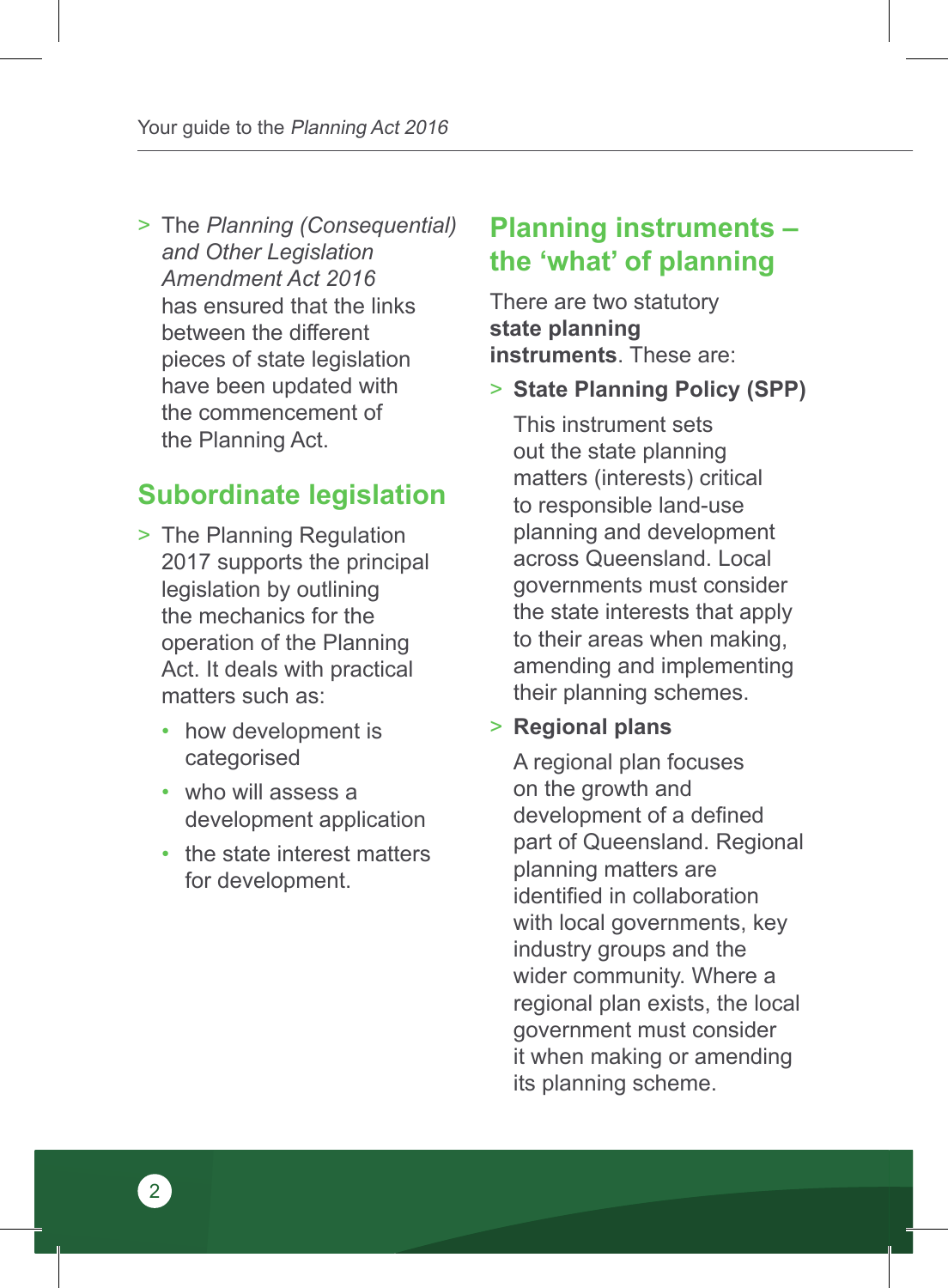- The *Planning (Consequential) and Other Legislation Amendment Act 2016* has ensured that the links between the different pieces of state legislation have been updated with the commencement of the Planning Act.

## Subordinate legislation

- The Planning Regulation 2017 supports the principal legislation by outlining the mechanics for the operation of the Planning Act. It deals with practical matters such as:
  - how development is categorised
  - who will assess a development application
  - the state interest matters for development.

## Planning instruments – the 'what' of planning

There are two statutory **state planning instruments**. These are:

- **State Planning Policy (SPP)**

  This instrument sets out the state planning matters (interests) critical to responsible land-use planning and development across Queensland. Local governments must consider the state interests that apply to their areas when making, amending and implementing their planning schemes.

- **Regional plans**

  A regional plan focuses on the growth and development of a defined part of Queensland. Regional planning matters are identified in collaboration with local governments, key industry groups and the wider community. Where a regional plan exists, the local government must consider it when making or amending its planning scheme.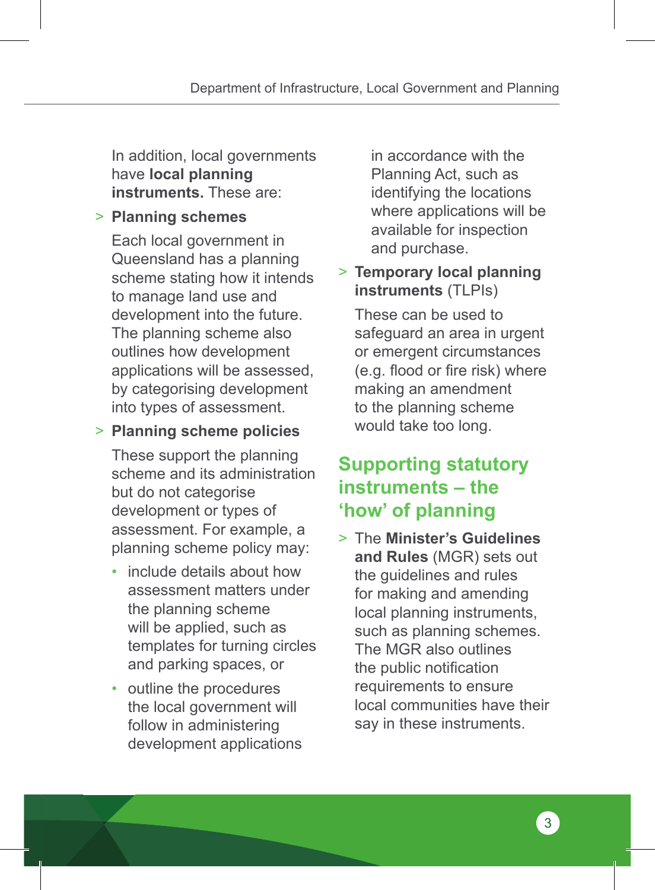In addition, local governments have **local planning instruments.** These are:

- **Planning schemes**

  Each local government in Queensland has a planning scheme stating how it intends to manage land use and development into the future. The planning scheme also outlines how development applications will be assessed, by categorising development into types of assessment.

- **Planning scheme policies**

  These support the planning scheme and its administration but do not categorise development or types of assessment. For example, a planning scheme policy may:

  - include details about how assessment matters under the planning scheme will be applied, such as templates for turning circles and parking spaces, or
  - outline the procedures the local government will follow in administering development applications in accordance with the Planning Act, such as identifying the locations where applications will be available for inspection and purchase.

- **Temporary local planning instruments** (TLPIs)

  These can be used to safeguard an area in urgent or emergent circumstances (e.g. flood or fire risk) where making an amendment to the planning scheme would take too long.

## Supporting statutory instruments – the 'how' of planning

- The **Minister's Guidelines and Rules** (MGR) sets out the guidelines and rules for making and amending local planning instruments, such as planning schemes. The MGR also outlines the public notification requirements to ensure local communities have their say in these instruments.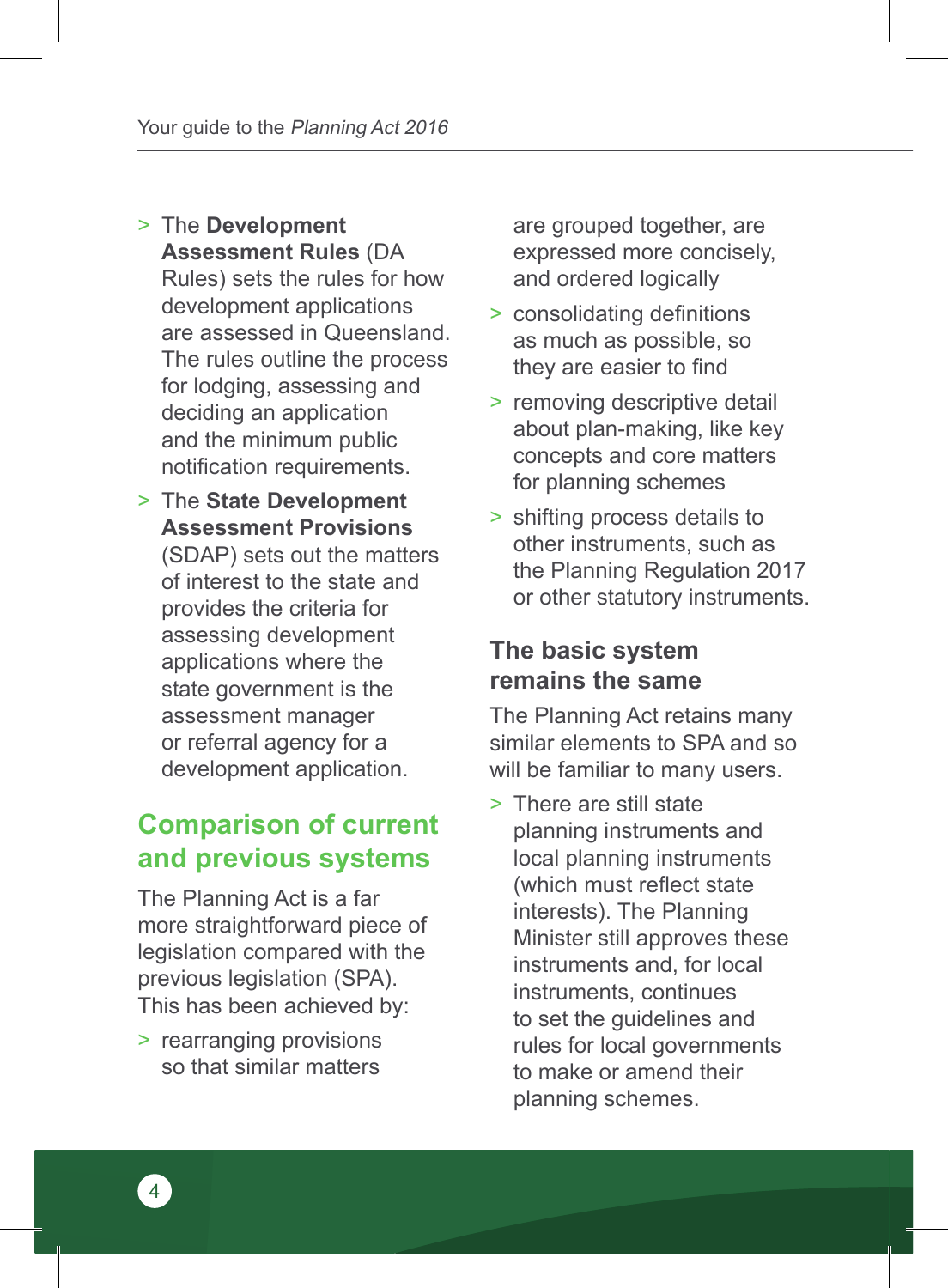- The **Development Assessment Rules** (DA Rules) sets the rules for how development applications are assessed in Queensland. The rules outline the process for lodging, assessing and deciding an application and the minimum public notification requirements.
- The **State Development Assessment Provisions** (SDAP) sets out the matters of interest to the state and provides the criteria for assessing development applications where the state government is the assessment manager or referral agency for a development application.

## Comparison of current and previous systems

The Planning Act is a far more straightforward piece of legislation compared with the previous legislation (SPA). This has been achieved by:

- rearranging provisions so that similar matters are grouped together, are expressed more concisely, and ordered logically
- consolidating definitions as much as possible, so they are easier to find
- removing descriptive detail about plan-making, like key concepts and core matters for planning schemes
- shifting process details to other instruments, such as the Planning Regulation 2017 or other statutory instruments.

### The basic system remains the same

The Planning Act retains many similar elements to SPA and so will be familiar to many users.

- There are still state planning instruments and local planning instruments (which must reflect state interests). The Planning Minister still approves these instruments and, for local instruments, continues to set the guidelines and rules for local governments to make or amend their planning schemes.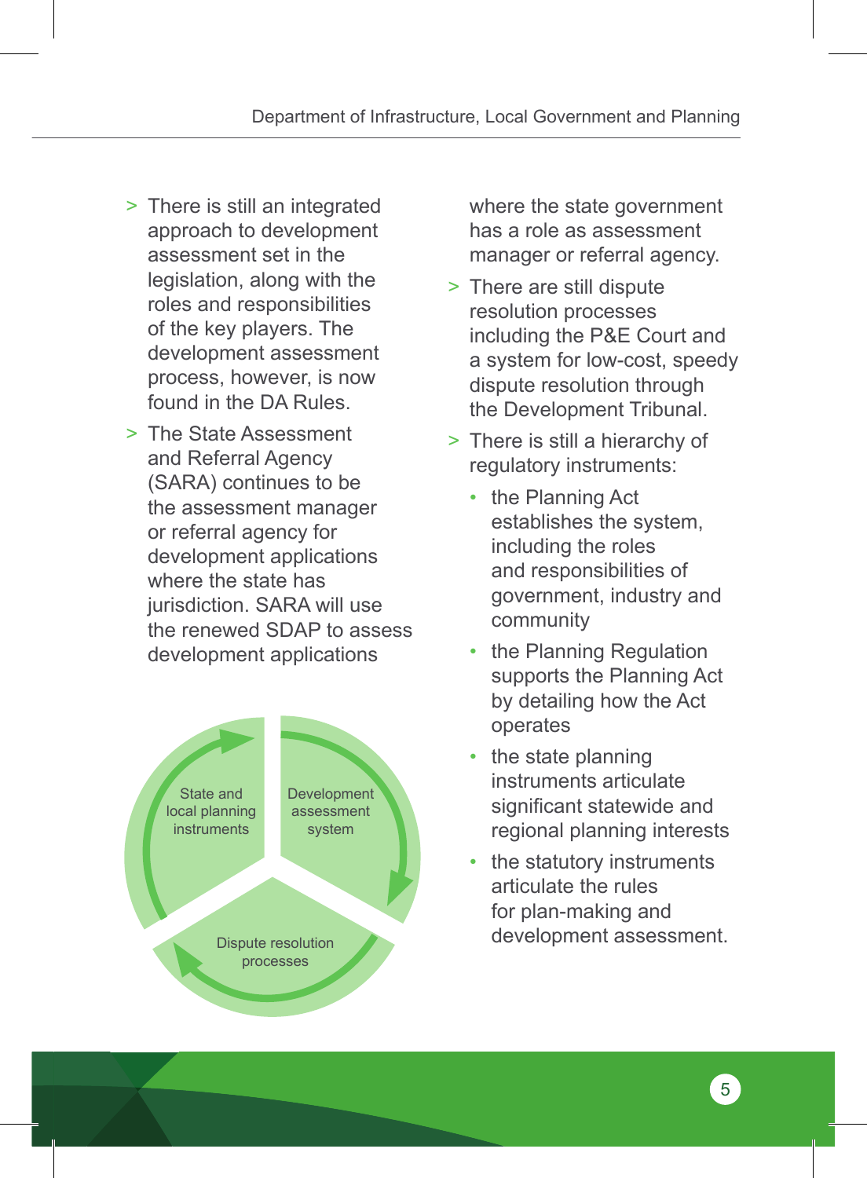- There is still an integrated approach to development assessment set in the legislation, along with the roles and responsibilities of the key players. The development assessment process, however, is now found in the DA Rules.
- The State Assessment and Referral Agency (SARA) continues to be the assessment manager or referral agency for development applications where the state has jurisdiction. SARA will use the renewed SDAP to assess development applications where the state government has a role as assessment manager or referral agency.

State and local planning instruments

Development assessment system

Dispute resolution processes

- There are still dispute resolution processes including the P&E Court and a system for low-cost, speedy dispute resolution through the Development Tribunal.
- There is still a hierarchy of regulatory instruments:
  - the Planning Act establishes the system, including the roles and responsibilities of government, industry and community
  - the Planning Regulation supports the Planning Act by detailing how the Act operates
  - the state planning instruments articulate significant statewide and regional planning interests
  - the statutory instruments articulate the rules for plan-making and development assessment.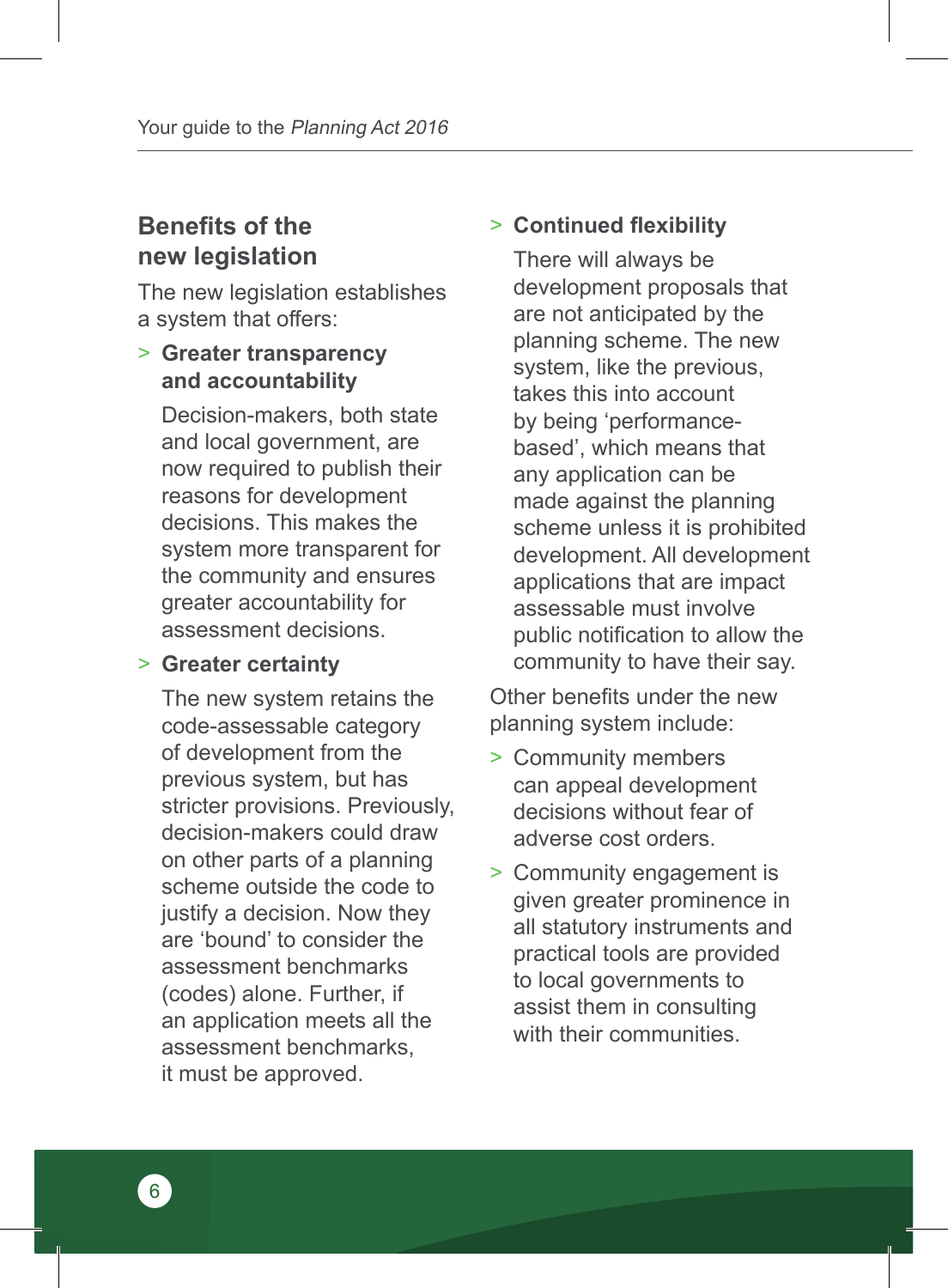## Benefits of the new legislation

The new legislation establishes a system that offers:

- **Greater transparency and accountability**

  Decision-makers, both state and local government, are now required to publish their reasons for development decisions. This makes the system more transparent for the community and ensures greater accountability for assessment decisions.

- **Greater certainty**

  The new system retains the code-assessable category of development from the previous system, but has stricter provisions. Previously, decision-makers could draw on other parts of a planning scheme outside the code to justify a decision. Now they are 'bound' to consider the assessment benchmarks (codes) alone. Further, if an application meets all the assessment benchmarks, it must be approved.

- **Continued flexibility**

  There will always be development proposals that are not anticipated by the planning scheme. The new system, like the previous, takes this into account by being 'performance-based', which means that any application can be made against the planning scheme unless it is prohibited development. All development applications that are impact assessable must involve public notification to allow the community to have their say.

Other benefits under the new planning system include:

- Community members can appeal development decisions without fear of adverse cost orders.
- Community engagement is given greater prominence in all statutory instruments and practical tools are provided to local governments to assist them in consulting with their communities.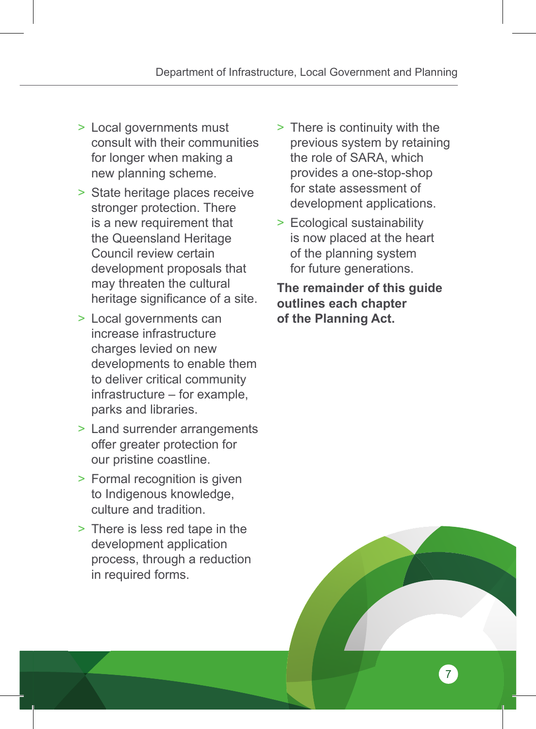- Local governments must consult with their communities for longer when making a new planning scheme.
- State heritage places receive stronger protection. There is a new requirement that the Queensland Heritage Council review certain development proposals that may threaten the cultural heritage significance of a site.
- Local governments can increase infrastructure charges levied on new developments to enable them to deliver critical community infrastructure – for example, parks and libraries.
- Land surrender arrangements offer greater protection for our pristine coastline.
- Formal recognition is given to Indigenous knowledge, culture and tradition.
- There is less red tape in the development application process, through a reduction in required forms.
- There is continuity with the previous system by retaining the role of SARA, which provides a one-stop-shop for state assessment of development applications.
- Ecological sustainability is now placed at the heart of the planning system for future generations.

**The remainder of this guide outlines each chapter of the Planning Act.**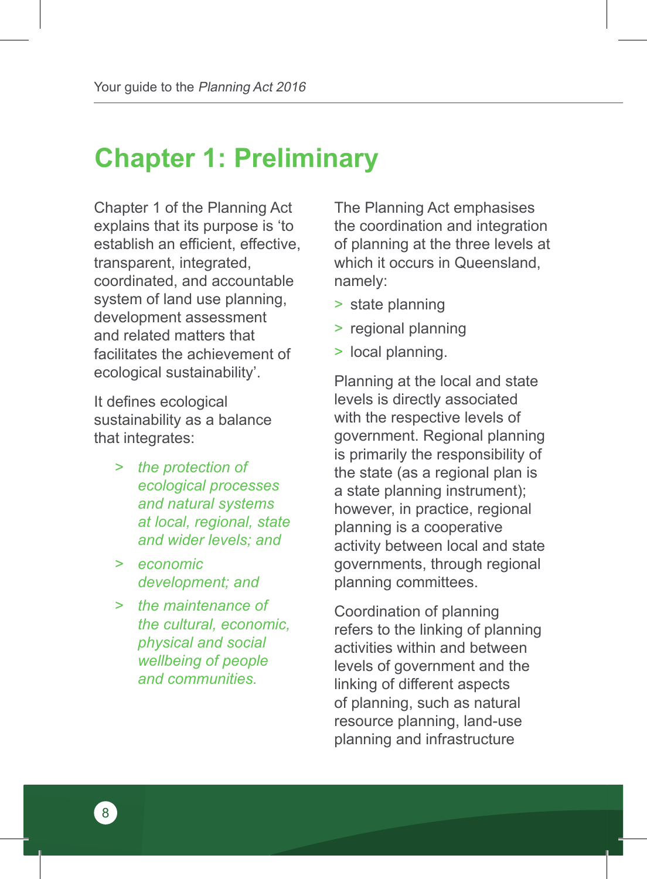# Chapter 1: Preliminary

Chapter 1 of the Planning Act explains that its purpose is 'to establish an efficient, effective, transparent, integrated, coordinated, and accountable system of land use planning, development assessment and related matters that facilitates the achievement of ecological sustainability'.

It defines ecological sustainability as a balance that integrates:

> *the protection of ecological processes and natural systems at local, regional, state and wider levels; and*
>
> *economic development; and*
>
> *the maintenance of the cultural, economic, physical and social wellbeing of people and communities.*

The Planning Act emphasises the coordination and integration of planning at the three levels at which it occurs in Queensland, namely:

- state planning
- regional planning
- local planning.

Planning at the local and state levels is directly associated with the respective levels of government. Regional planning is primarily the responsibility of the state (as a regional plan is a state planning instrument); however, in practice, regional planning is a cooperative activity between local and state governments, through regional planning committees.

Coordination of planning refers to the linking of planning activities within and between levels of government and the linking of different aspects of planning, such as natural resource planning, land-use planning and infrastructure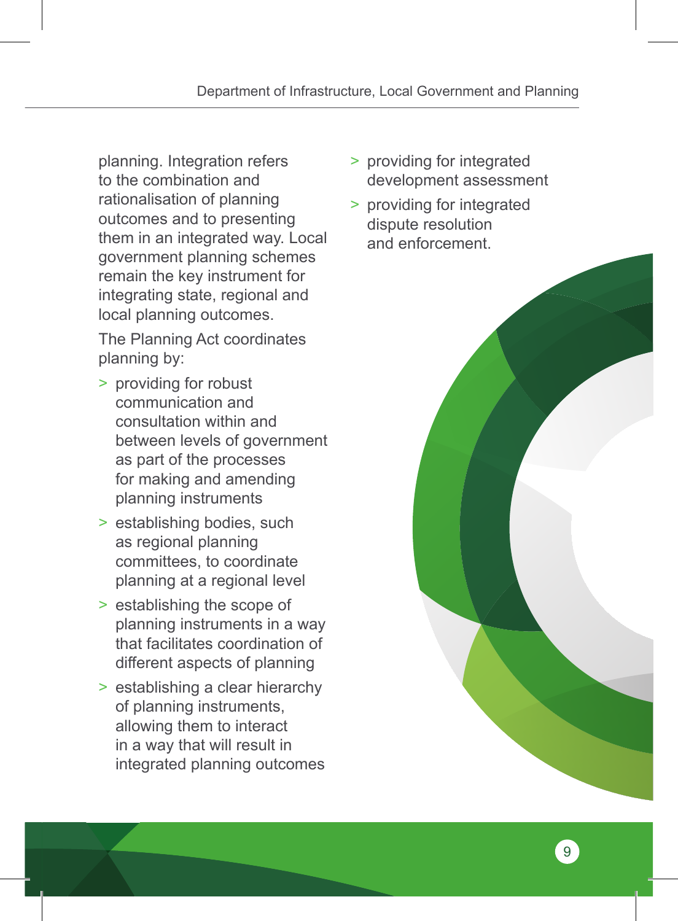planning. Integration refers to the combination and rationalisation of planning outcomes and to presenting them in an integrated way. Local government planning schemes remain the key instrument for integrating state, regional and local planning outcomes.

The Planning Act coordinates planning by:

- providing for robust communication and consultation within and between levels of government as part of the processes for making and amending planning instruments
- establishing bodies, such as regional planning committees, to coordinate planning at a regional level
- establishing the scope of planning instruments in a way that facilitates coordination of different aspects of planning
- establishing a clear hierarchy of planning instruments, allowing them to interact in a way that will result in integrated planning outcomes
- providing for integrated development assessment
- providing for integrated dispute resolution and enforcement.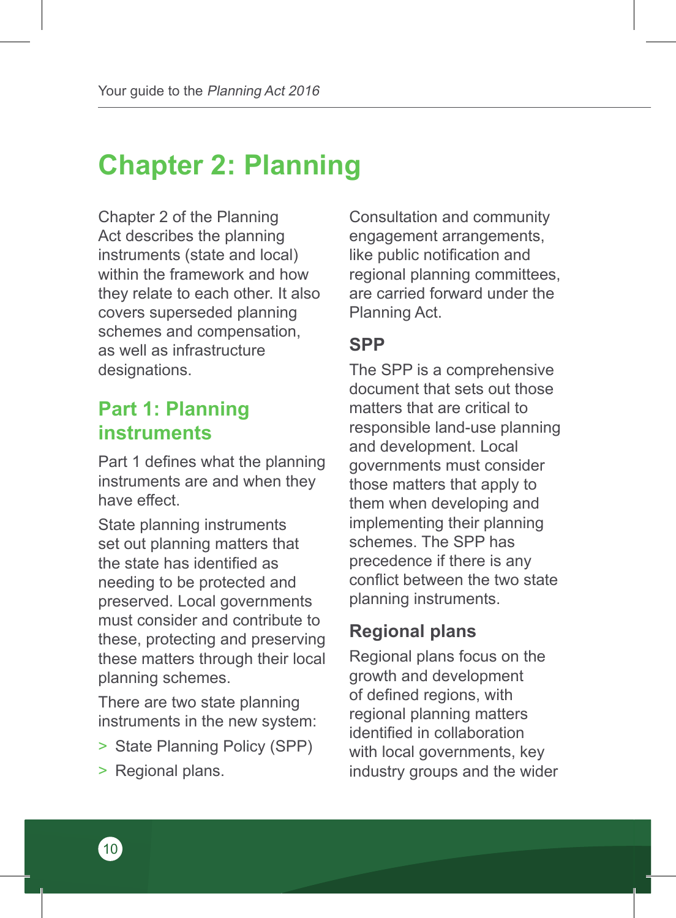# Chapter 2: Planning

Chapter 2 of the Planning Act describes the planning instruments (state and local) within the framework and how they relate to each other. It also covers superseded planning schemes and compensation, as well as infrastructure designations.

## Part 1: Planning instruments

Part 1 defines what the planning instruments are and when they have effect.

State planning instruments set out planning matters that the state has identified as needing to be protected and preserved. Local governments must consider and contribute to these, protecting and preserving these matters through their local planning schemes.

There are two state planning instruments in the new system:

> State Planning Policy (SPP)

> Regional plans.

Consultation and community engagement arrangements, like public notification and regional planning committees, are carried forward under the Planning Act.

### SPP

The SPP is a comprehensive document that sets out those matters that are critical to responsible land-use planning and development. Local governments must consider those matters that apply to them when developing and implementing their planning schemes. The SPP has precedence if there is any conflict between the two state planning instruments.

### Regional plans

Regional plans focus on the growth and development of defined regions, with regional planning matters identified in collaboration with local governments, key industry groups and the wider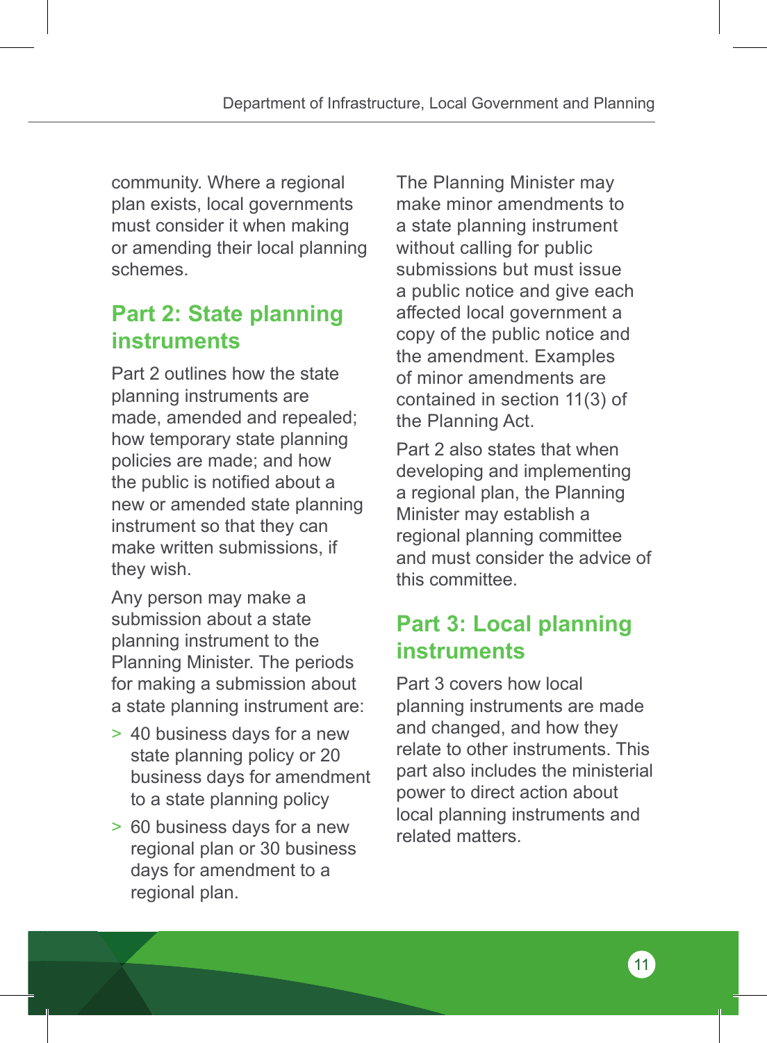community. Where a regional plan exists, local governments must consider it when making or amending their local planning schemes.

## Part 2: State planning instruments

Part 2 outlines how the state planning instruments are made, amended and repealed; how temporary state planning policies are made; and how the public is notified about a new or amended state planning instrument so that they can make written submissions, if they wish.

Any person may make a submission about a state planning instrument to the Planning Minister. The periods for making a submission about a state planning instrument are:

- 40 business days for a new state planning policy or 20 business days for amendment to a state planning policy
- 60 business days for a new regional plan or 30 business days for amendment to a regional plan.

The Planning Minister may make minor amendments to a state planning instrument without calling for public submissions but must issue a public notice and give each affected local government a copy of the public notice and the amendment. Examples of minor amendments are contained in section 11(3) of the Planning Act.

Part 2 also states that when developing and implementing a regional plan, the Planning Minister may establish a regional planning committee and must consider the advice of this committee.

## Part 3: Local planning instruments

Part 3 covers how local planning instruments are made and changed, and how they relate to other instruments. This part also includes the ministerial power to direct action about local planning instruments and related matters.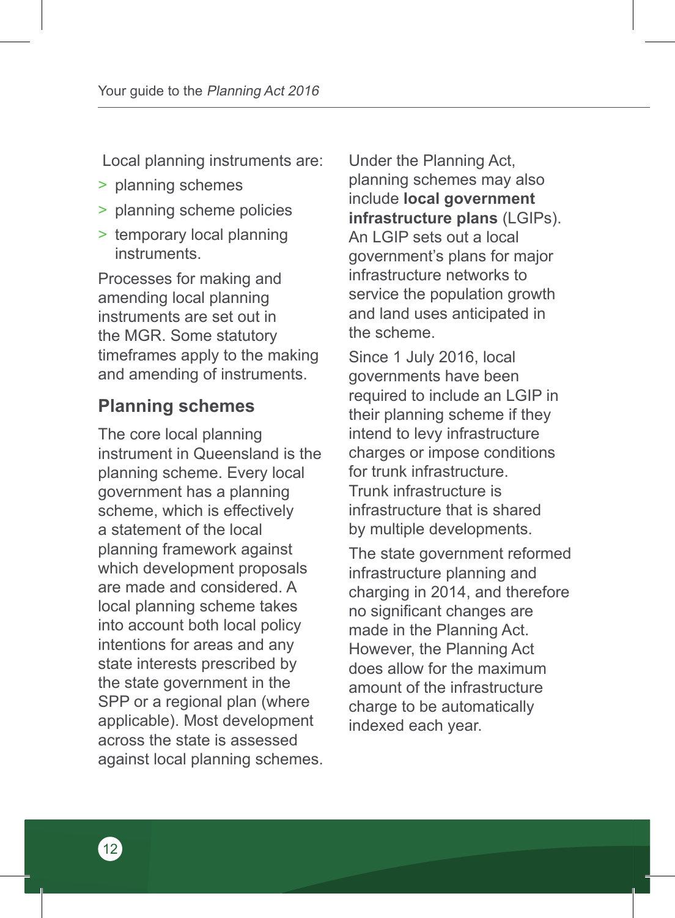Local planning instruments are:

- planning schemes
- planning scheme policies
- temporary local planning instruments.

Processes for making and amending local planning instruments are set out in the MGR. Some statutory timeframes apply to the making and amending of instruments.

## Planning schemes

The core local planning instrument in Queensland is the planning scheme. Every local government has a planning scheme, which is effectively a statement of the local planning framework against which development proposals are made and considered. A local planning scheme takes into account both local policy intentions for areas and any state interests prescribed by the state government in the SPP or a regional plan (where applicable). Most development across the state is assessed against local planning schemes.

Under the Planning Act, planning schemes may also include **local government infrastructure plans** (LGIPs). An LGIP sets out a local government's plans for major infrastructure networks to service the population growth and land uses anticipated in the scheme.

Since 1 July 2016, local governments have been required to include an LGIP in their planning scheme if they intend to levy infrastructure charges or impose conditions for trunk infrastructure. Trunk infrastructure is infrastructure that is shared by multiple developments.

The state government reformed infrastructure planning and charging in 2014, and therefore no significant changes are made in the Planning Act. However, the Planning Act does allow for the maximum amount of the infrastructure charge to be automatically indexed each year.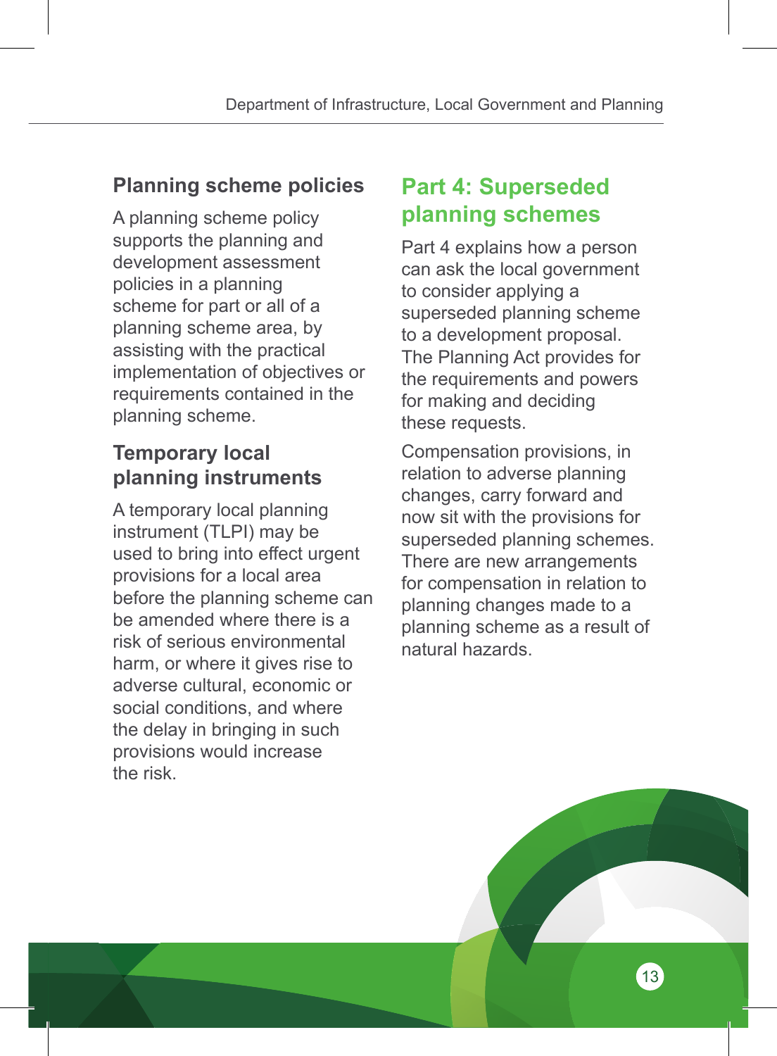### Planning scheme policies

A planning scheme policy supports the planning and development assessment policies in a planning scheme for part or all of a planning scheme area, by assisting with the practical implementation of objectives or requirements contained in the planning scheme.

### Temporary local planning instruments

A temporary local planning instrument (TLPI) may be used to bring into effect urgent provisions for a local area before the planning scheme can be amended where there is a risk of serious environmental harm, or where it gives rise to adverse cultural, economic or social conditions, and where the delay in bringing in such provisions would increase the risk.

## Part 4: Superseded planning schemes

Part 4 explains how a person can ask the local government to consider applying a superseded planning scheme to a development proposal. The Planning Act provides for the requirements and powers for making and deciding these requests.

Compensation provisions, in relation to adverse planning changes, carry forward and now sit with the provisions for superseded planning schemes. There are new arrangements for compensation in relation to planning changes made to a planning scheme as a result of natural hazards.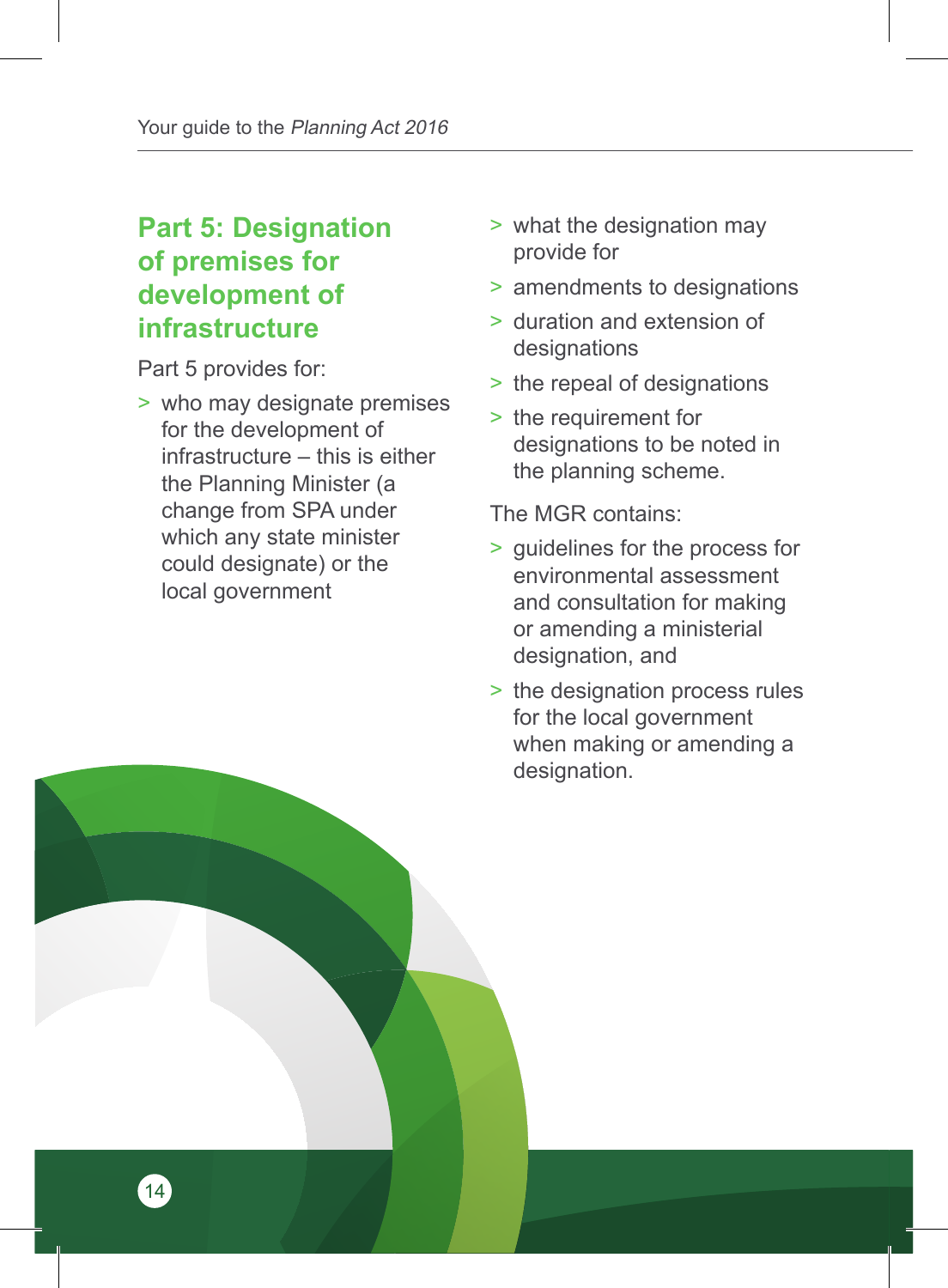## Part 5: Designation of premises for development of infrastructure

Part 5 provides for:

- who may designate premises for the development of infrastructure – this is either the Planning Minister (a change from SPA under which any state minister could designate) or the local government
- what the designation may provide for
- amendments to designations
- duration and extension of designations
- the repeal of designations
- the requirement for designations to be noted in the planning scheme.

The MGR contains:

- guidelines for the process for environmental assessment and consultation for making or amending a ministerial designation, and
- the designation process rules for the local government when making or amending a designation.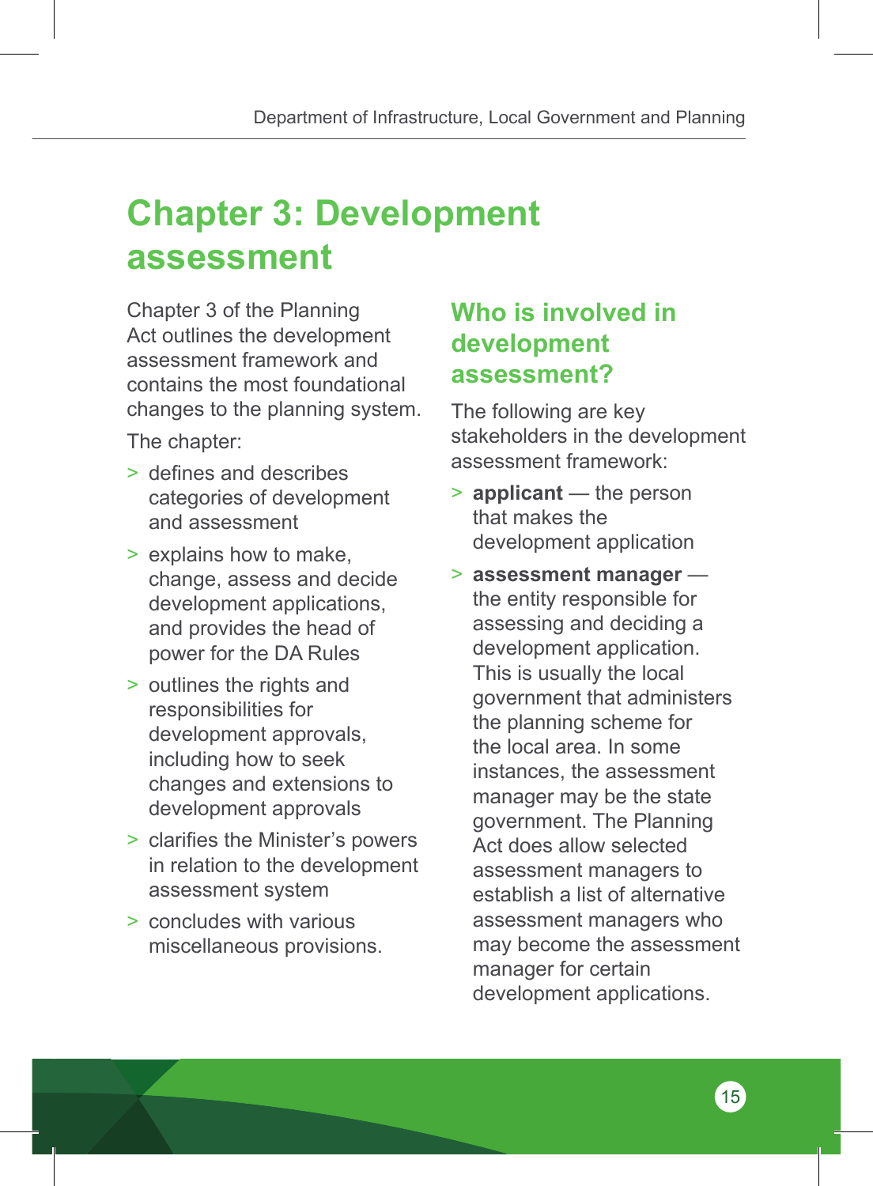# Chapter 3: Development assessment

Chapter 3 of the Planning Act outlines the development assessment framework and contains the most foundational changes to the planning system.

The chapter:

- defines and describes categories of development and assessment
- explains how to make, change, assess and decide development applications, and provides the head of power for the DA Rules
- outlines the rights and responsibilities for development approvals, including how to seek changes and extensions to development approvals
- clarifies the Minister's powers in relation to the development assessment system
- concludes with various miscellaneous provisions.

## Who is involved in development assessment?

The following are key stakeholders in the development assessment framework:

- **applicant** — the person that makes the development application
- **assessment manager** — the entity responsible for assessing and deciding a development application. This is usually the local government that administers the planning scheme for the local area. In some instances, the assessment manager may be the state government. The Planning Act does allow selected assessment managers to establish a list of alternative assessment managers who may become the assessment manager for certain development applications.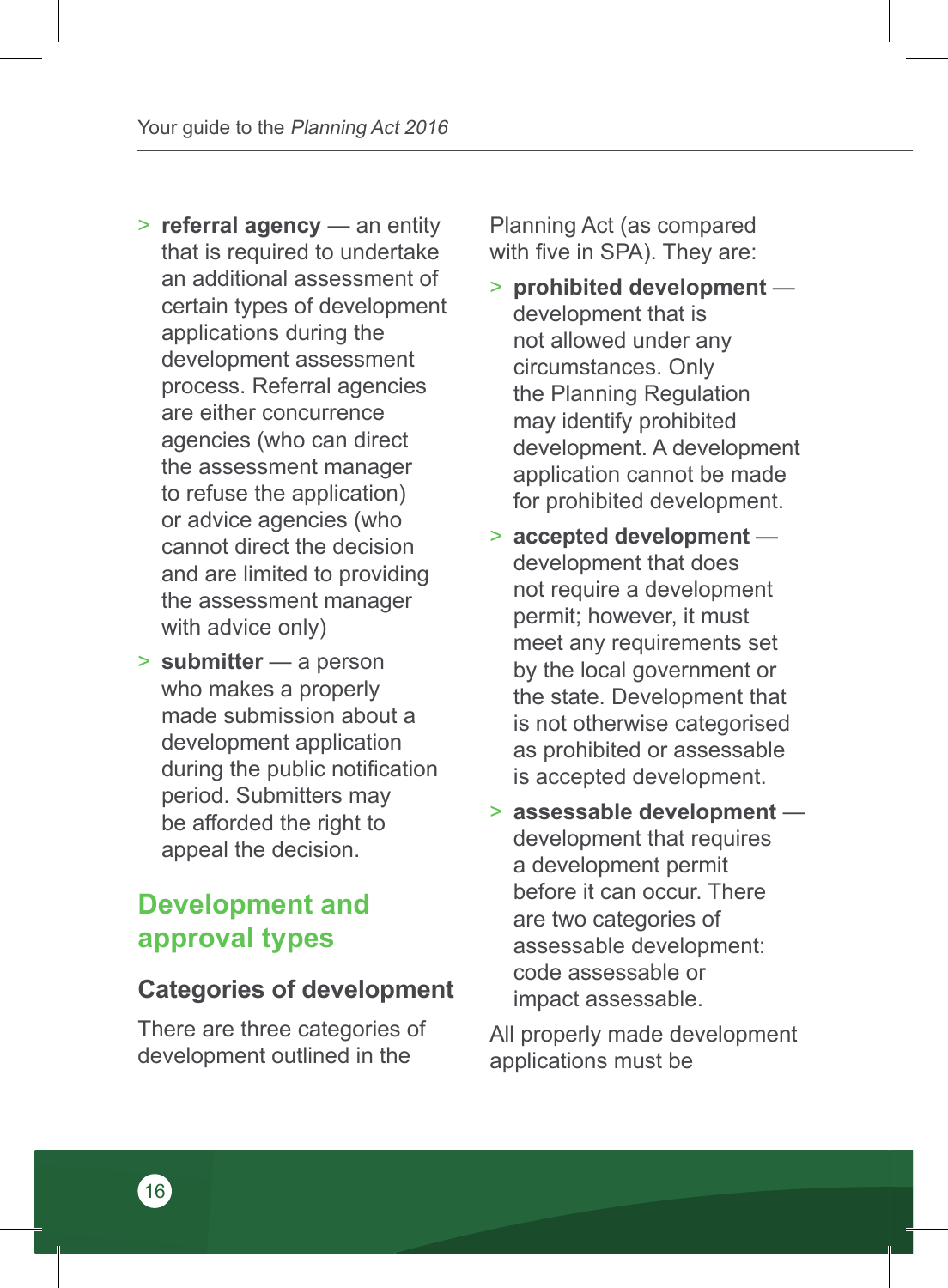- **referral agency** — an entity that is required to undertake an additional assessment of certain types of development applications during the development assessment process. Referral agencies are either concurrence agencies (who can direct the assessment manager to refuse the application) or advice agencies (who cannot direct the decision and are limited to providing the assessment manager with advice only)
- **submitter** — a person who makes a properly made submission about a development application during the public notification period. Submitters may be afforded the right to appeal the decision.

## Development and approval types

### Categories of development

There are three categories of development outlined in the Planning Act (as compared with five in SPA). They are:

- **prohibited development** — development that is not allowed under any circumstances. Only the Planning Regulation may identify prohibited development. A development application cannot be made for prohibited development.
- **accepted development** — development that does not require a development permit; however, it must meet any requirements set by the local government or the state. Development that is not otherwise categorised as prohibited or assessable is accepted development.
- **assessable development** — development that requires a development permit before it can occur. There are two categories of assessable development: code assessable or impact assessable.

All properly made development applications must be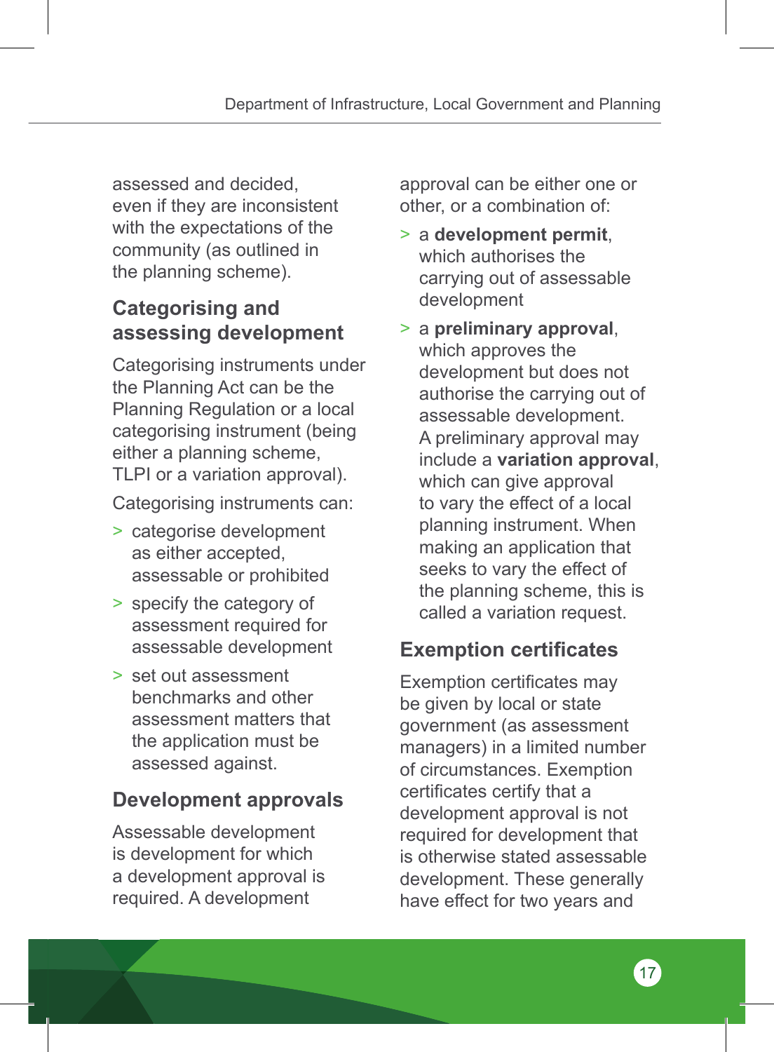assessed and decided, even if they are inconsistent with the expectations of the community (as outlined in the planning scheme).

## Categorising and assessing development

Categorising instruments under the Planning Act can be the Planning Regulation or a local categorising instrument (being either a planning scheme, TLPI or a variation approval).

Categorising instruments can:

- categorise development as either accepted, assessable or prohibited
- specify the category of assessment required for assessable development
- set out assessment benchmarks and other assessment matters that the application must be assessed against.

## Development approvals

Assessable development is development for which a development approval is required. A development approval can be either one or other, or a combination of:

- a **development permit**, which authorises the carrying out of assessable development
- a **preliminary approval**, which approves the development but does not authorise the carrying out of assessable development. A preliminary approval may include a **variation approval**, which can give approval to vary the effect of a local planning instrument. When making an application that seeks to vary the effect of the planning scheme, this is called a variation request.

## Exemption certificates

Exemption certificates may be given by local or state government (as assessment managers) in a limited number of circumstances. Exemption certificates certify that a development approval is not required for development that is otherwise stated assessable development. These generally have effect for two years and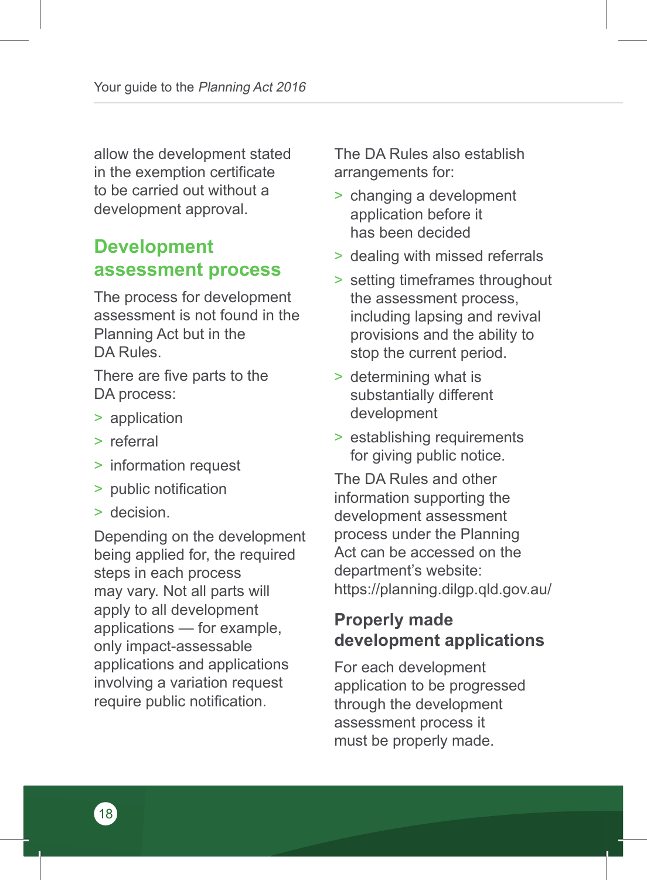allow the development stated in the exemption certificate to be carried out without a development approval.

## Development assessment process

The process for development assessment is not found in the Planning Act but in the DA Rules.

There are five parts to the DA process:

- application
- referral
- information request
- public notification
- decision.

Depending on the development being applied for, the required steps in each process may vary. Not all parts will apply to all development applications — for example, only impact-assessable applications and applications involving a variation request require public notification.

The DA Rules also establish arrangements for:

- changing a development application before it has been decided
- dealing with missed referrals
- setting timeframes throughout the assessment process, including lapsing and revival provisions and the ability to stop the current period.
- determining what is substantially different development
- establishing requirements for giving public notice.

The DA Rules and other information supporting the development assessment process under the Planning Act can be accessed on the department's website: https://planning.dilgp.qld.gov.au/

### Properly made development applications

For each development application to be progressed through the development assessment process it must be properly made.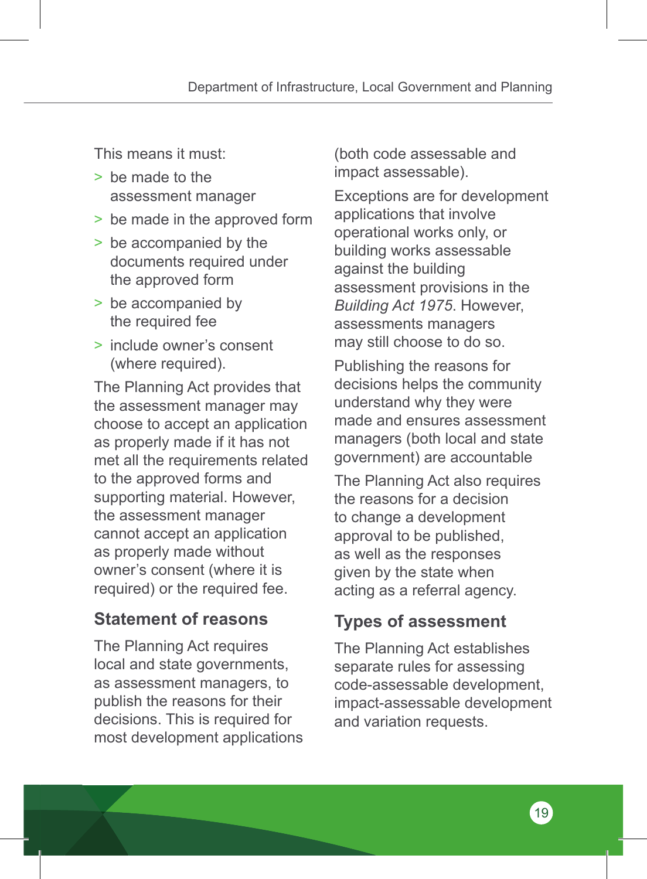This means it must:

- be made to the assessment manager
- be made in the approved form
- be accompanied by the documents required under the approved form
- be accompanied by the required fee
- include owner's consent (where required).

The Planning Act provides that the assessment manager may choose to accept an application as properly made if it has not met all the requirements related to the approved forms and supporting material. However, the assessment manager cannot accept an application as properly made without owner's consent (where it is required) or the required fee.

## Statement of reasons

The Planning Act requires local and state governments, as assessment managers, to publish the reasons for their decisions. This is required for most development applications (both code assessable and impact assessable).

Exceptions are for development applications that involve operational works only, or building works assessable against the building assessment provisions in the *Building Act 1975*. However, assessments managers may still choose to do so.

Publishing the reasons for decisions helps the community understand why they were made and ensures assessment managers (both local and state government) are accountable

The Planning Act also requires the reasons for a decision to change a development approval to be published, as well as the responses given by the state when acting as a referral agency.

## Types of assessment

The Planning Act establishes separate rules for assessing code-assessable development, impact-assessable development and variation requests.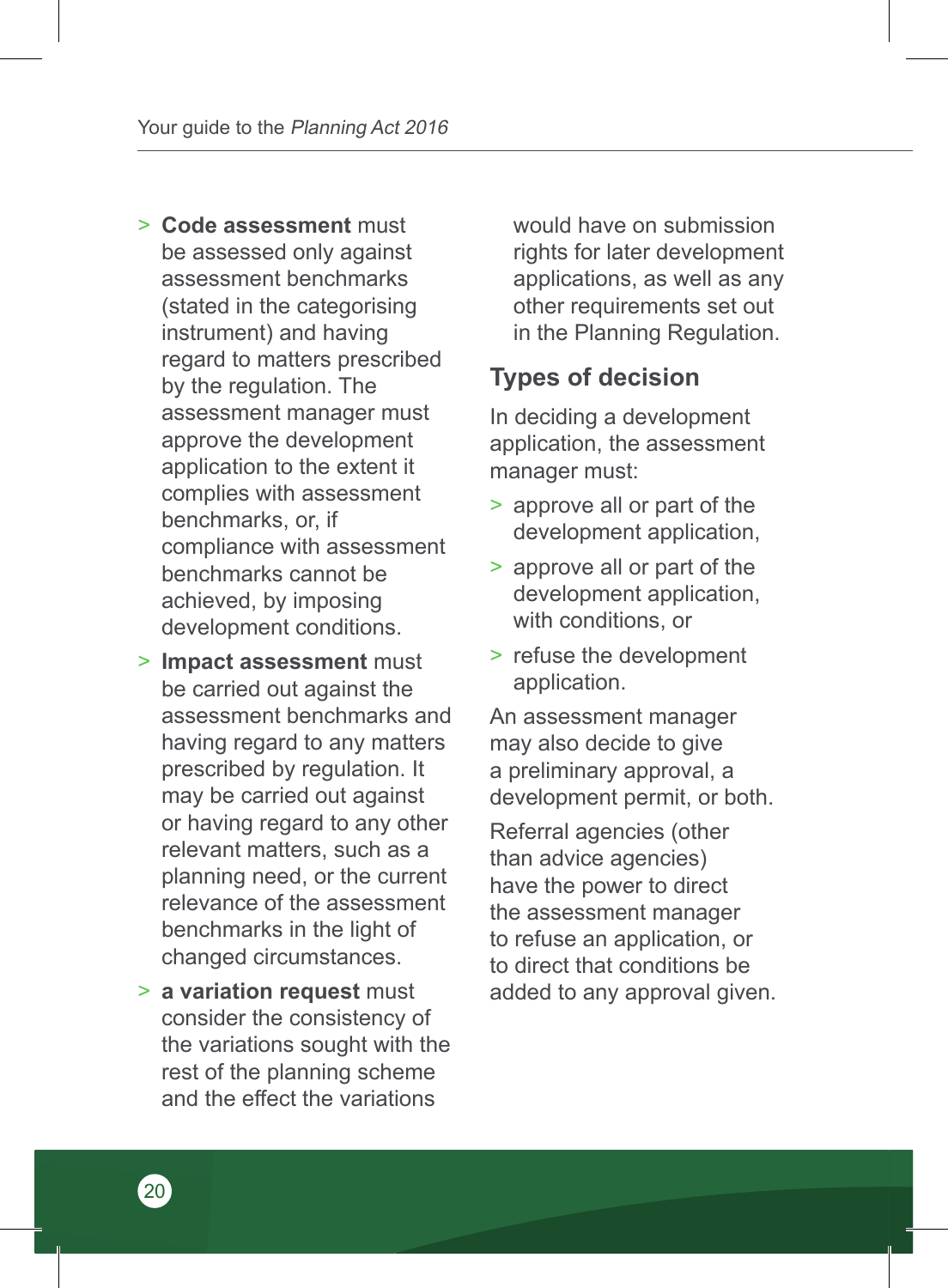- **Code assessment** must be assessed only against assessment benchmarks (stated in the categorising instrument) and having regard to matters prescribed by the regulation. The assessment manager must approve the development application to the extent it complies with assessment benchmarks, or, if compliance with assessment benchmarks cannot be achieved, by imposing development conditions.
- **Impact assessment** must be carried out against the assessment benchmarks and having regard to any matters prescribed by regulation. It may be carried out against or having regard to any other relevant matters, such as a planning need, or the current relevance of the assessment benchmarks in the light of changed circumstances.
- **a variation request** must consider the consistency of the variations sought with the rest of the planning scheme and the effect the variations would have on submission rights for later development applications, as well as any other requirements set out in the Planning Regulation.

## Types of decision

In deciding a development application, the assessment manager must:

- approve all or part of the development application,
- approve all or part of the development application, with conditions, or
- refuse the development application.

An assessment manager may also decide to give a preliminary approval, a development permit, or both.

Referral agencies (other than advice agencies) have the power to direct the assessment manager to refuse an application, or to direct that conditions be added to any approval given.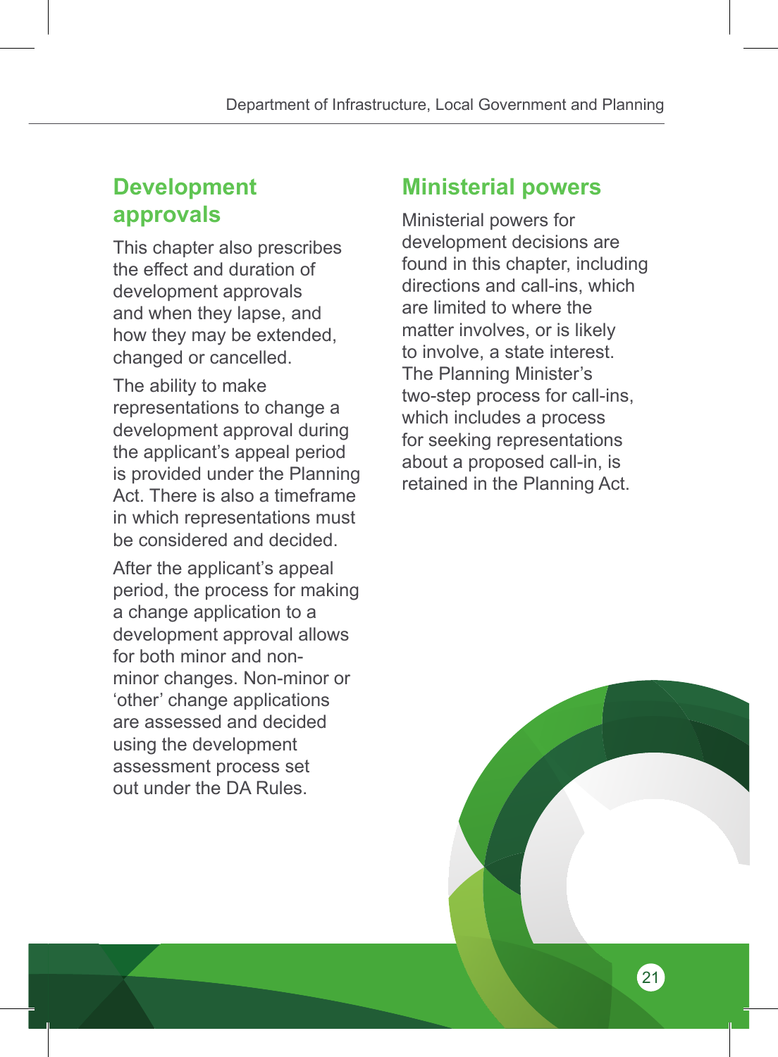## Development approvals

This chapter also prescribes the effect and duration of development approvals and when they lapse, and how they may be extended, changed or cancelled.

The ability to make representations to change a development approval during the applicant's appeal period is provided under the Planning Act. There is also a timeframe in which representations must be considered and decided.

After the applicant's appeal period, the process for making a change application to a development approval allows for both minor and non-minor changes. Non-minor or 'other' change applications are assessed and decided using the development assessment process set out under the DA Rules.

## Ministerial powers

Ministerial powers for development decisions are found in this chapter, including directions and call-ins, which are limited to where the matter involves, or is likely to involve, a state interest. The Planning Minister's two-step process for call-ins, which includes a process for seeking representations about a proposed call-in, is retained in the Planning Act.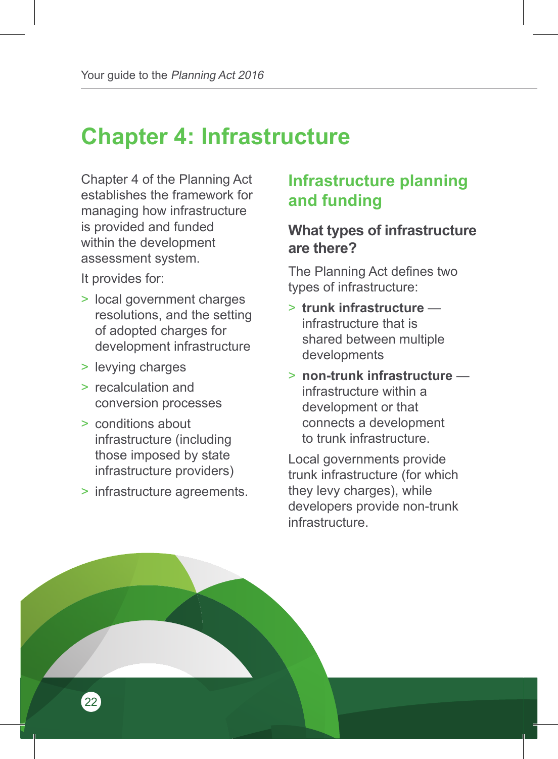# Chapter 4: Infrastructure

Chapter 4 of the Planning Act establishes the framework for managing how infrastructure is provided and funded within the development assessment system.

It provides for:

- local government charges resolutions, and the setting of adopted charges for development infrastructure
- levying charges
- recalculation and conversion processes
- conditions about infrastructure (including those imposed by state infrastructure providers)
- infrastructure agreements.

## Infrastructure planning and funding

### What types of infrastructure are there?

The Planning Act defines two types of infrastructure:

- **trunk infrastructure** — infrastructure that is shared between multiple developments
- **non-trunk infrastructure** — infrastructure within a development or that connects a development to trunk infrastructure.

Local governments provide trunk infrastructure (for which they levy charges), while developers provide non-trunk infrastructure.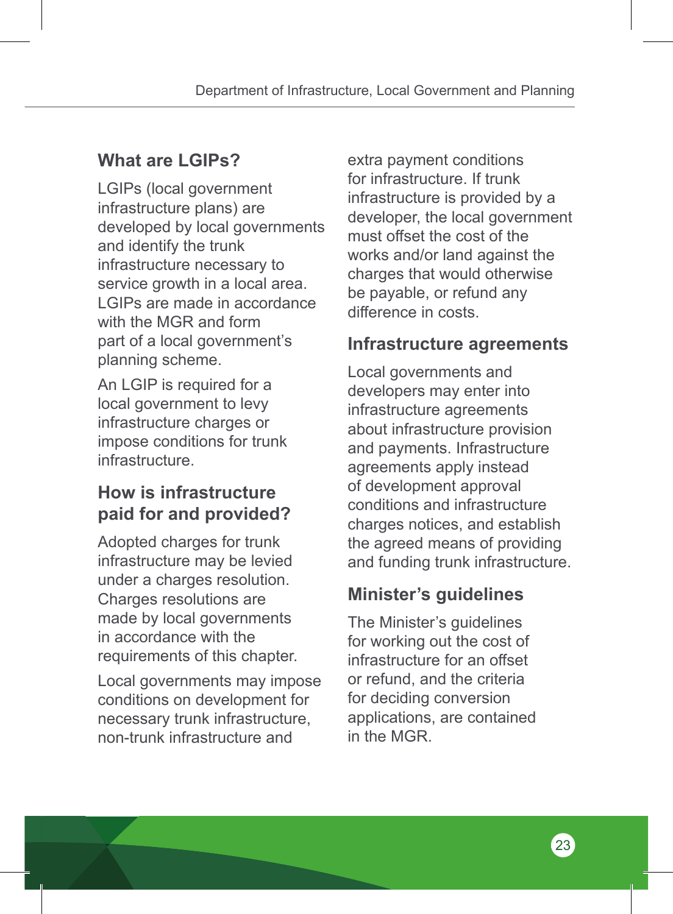## What are LGIPs?

LGIPs (local government infrastructure plans) are developed by local governments and identify the trunk infrastructure necessary to service growth in a local area. LGIPs are made in accordance with the MGR and form part of a local government's planning scheme.

An LGIP is required for a local government to levy infrastructure charges or impose conditions for trunk infrastructure.

## How is infrastructure paid for and provided?

Adopted charges for trunk infrastructure may be levied under a charges resolution. Charges resolutions are made by local governments in accordance with the requirements of this chapter.

Local governments may impose conditions on development for necessary trunk infrastructure, non-trunk infrastructure and extra payment conditions for infrastructure. If trunk infrastructure is provided by a developer, the local government must offset the cost of the works and/or land against the charges that would otherwise be payable, or refund any difference in costs.

## Infrastructure agreements

Local governments and developers may enter into infrastructure agreements about infrastructure provision and payments. Infrastructure agreements apply instead of development approval conditions and infrastructure charges notices, and establish the agreed means of providing and funding trunk infrastructure.

## Minister's guidelines

The Minister's guidelines for working out the cost of infrastructure for an offset or refund, and the criteria for deciding conversion applications, are contained in the MGR.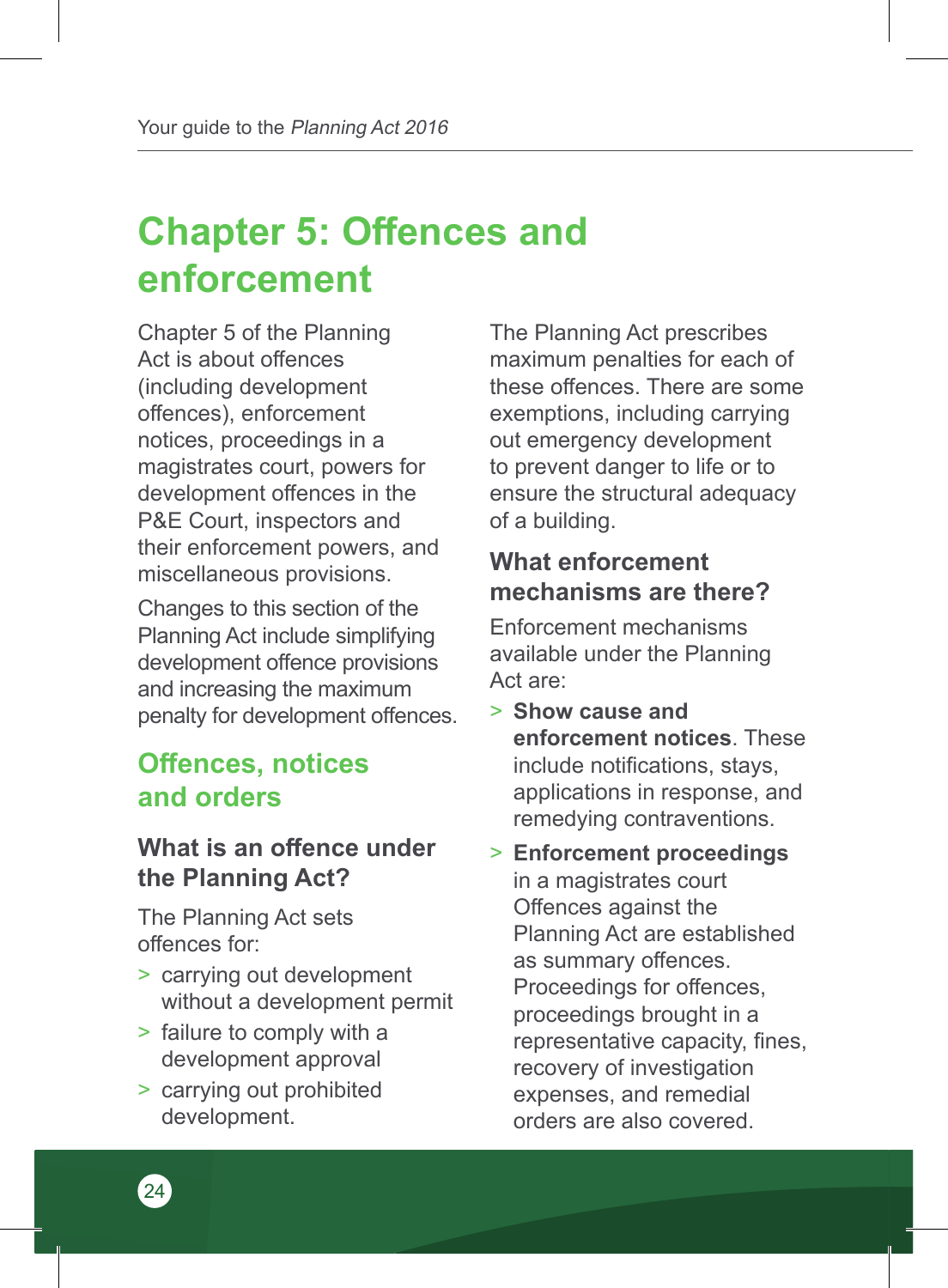# Chapter 5: Offences and enforcement

Chapter 5 of the Planning Act is about offences (including development offences), enforcement notices, proceedings in a magistrates court, powers for development offences in the P&E Court, inspectors and their enforcement powers, and miscellaneous provisions.

Changes to this section of the Planning Act include simplifying development offence provisions and increasing the maximum penalty for development offences.

## Offences, notices and orders

### What is an offence under the Planning Act?

The Planning Act sets offences for:

- carrying out development without a development permit
- failure to comply with a development approval
- carrying out prohibited development.

The Planning Act prescribes maximum penalties for each of these offences. There are some exemptions, including carrying out emergency development to prevent danger to life or to ensure the structural adequacy of a building.

### What enforcement mechanisms are there?

Enforcement mechanisms available under the Planning Act are:

- **Show cause and enforcement notices**. These include notifications, stays, applications in response, and remedying contraventions.
- **Enforcement proceedings** in a magistrates court Offences against the Planning Act are established as summary offences. Proceedings for offences, proceedings brought in a representative capacity, fines, recovery of investigation expenses, and remedial orders are also covered.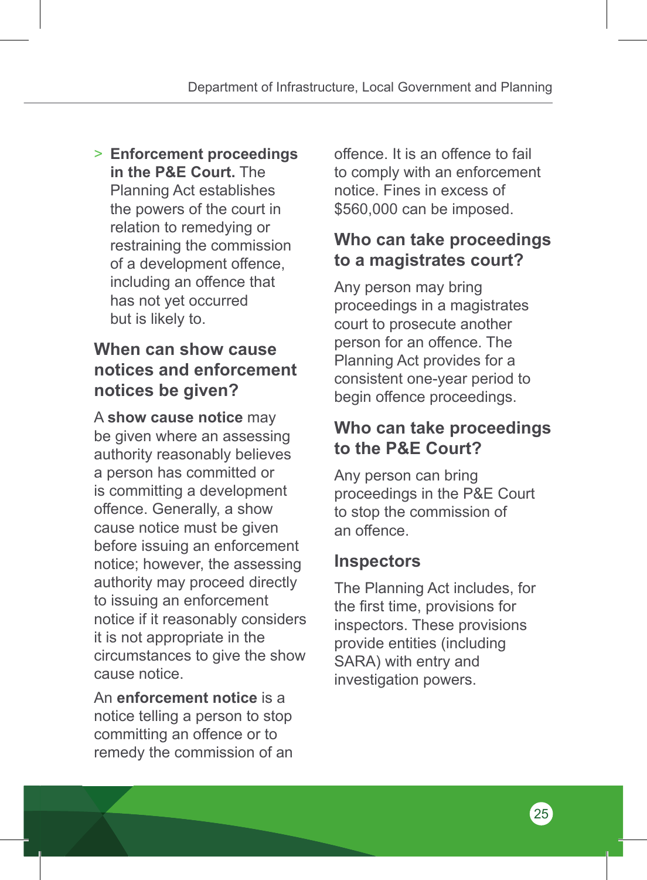- **Enforcement proceedings in the P&E Court.** The Planning Act establishes the powers of the court in relation to remedying or restraining the commission of a development offence, including an offence that has not yet occurred but is likely to.

## When can show cause notices and enforcement notices be given?

A **show cause notice** may be given where an assessing authority reasonably believes a person has committed or is committing a development offence. Generally, a show cause notice must be given before issuing an enforcement notice; however, the assessing authority may proceed directly to issuing an enforcement notice if it reasonably considers it is not appropriate in the circumstances to give the show cause notice.

An **enforcement notice** is a notice telling a person to stop committing an offence or to remedy the commission of an offence. It is an offence to fail to comply with an enforcement notice. Fines in excess of $560,000 can be imposed.

## Who can take proceedings to a magistrates court?

Any person may bring proceedings in a magistrates court to prosecute another person for an offence. The Planning Act provides for a consistent one-year period to begin offence proceedings.

## Who can take proceedings to the P&E Court?

Any person can bring proceedings in the P&E Court to stop the commission of an offence.

## Inspectors

The Planning Act includes, for the first time, provisions for inspectors. These provisions provide entities (including SARA) with entry and investigation powers.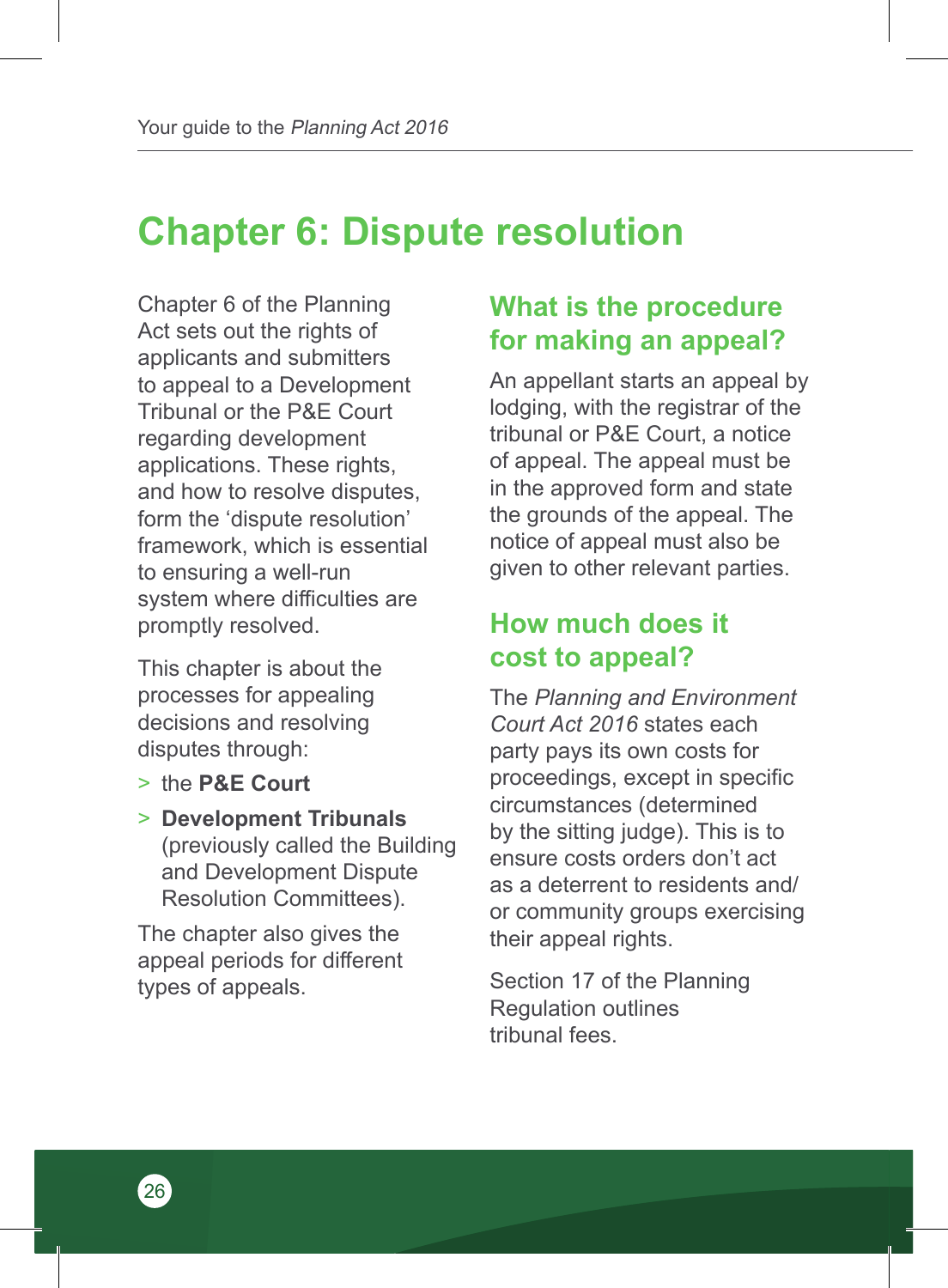# Chapter 6: Dispute resolution

Chapter 6 of the Planning Act sets out the rights of applicants and submitters to appeal to a Development Tribunal or the P&E Court regarding development applications. These rights, and how to resolve disputes, form the 'dispute resolution' framework, which is essential to ensuring a well-run system where difficulties are promptly resolved.

This chapter is about the processes for appealing decisions and resolving disputes through:

- the **P&E Court**
- **Development Tribunals** (previously called the Building and Development Dispute Resolution Committees).

The chapter also gives the appeal periods for different types of appeals.

## What is the procedure for making an appeal?

An appellant starts an appeal by lodging, with the registrar of the tribunal or P&E Court, a notice of appeal. The appeal must be in the approved form and state the grounds of the appeal. The notice of appeal must also be given to other relevant parties.

## How much does it cost to appeal?

The *Planning and Environment Court Act 2016* states each party pays its own costs for proceedings, except in specific circumstances (determined by the sitting judge). This is to ensure costs orders don't act as a deterrent to residents and/or community groups exercising their appeal rights.

Section 17 of the Planning Regulation outlines tribunal fees.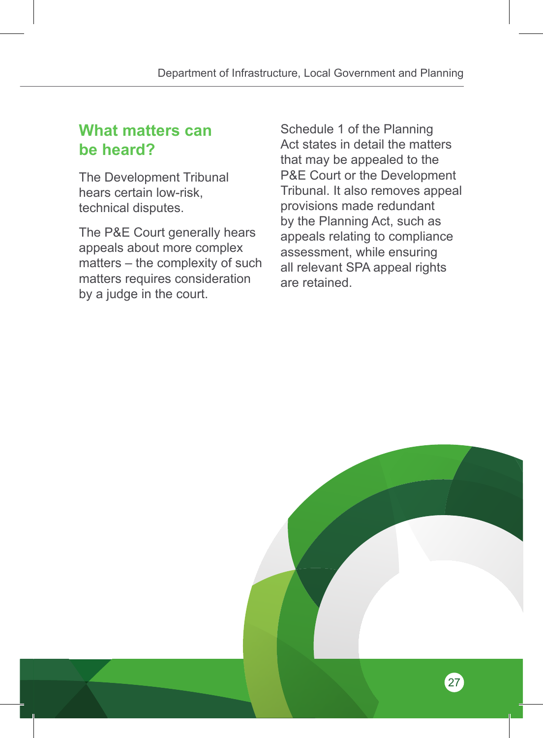## What matters can be heard?

The Development Tribunal hears certain low-risk, technical disputes.

The P&E Court generally hears appeals about more complex matters – the complexity of such matters requires consideration by a judge in the court.

Schedule 1 of the Planning Act states in detail the matters that may be appealed to the P&E Court or the Development Tribunal. It also removes appeal provisions made redundant by the Planning Act, such as appeals relating to compliance assessment, while ensuring all relevant SPA appeal rights are retained.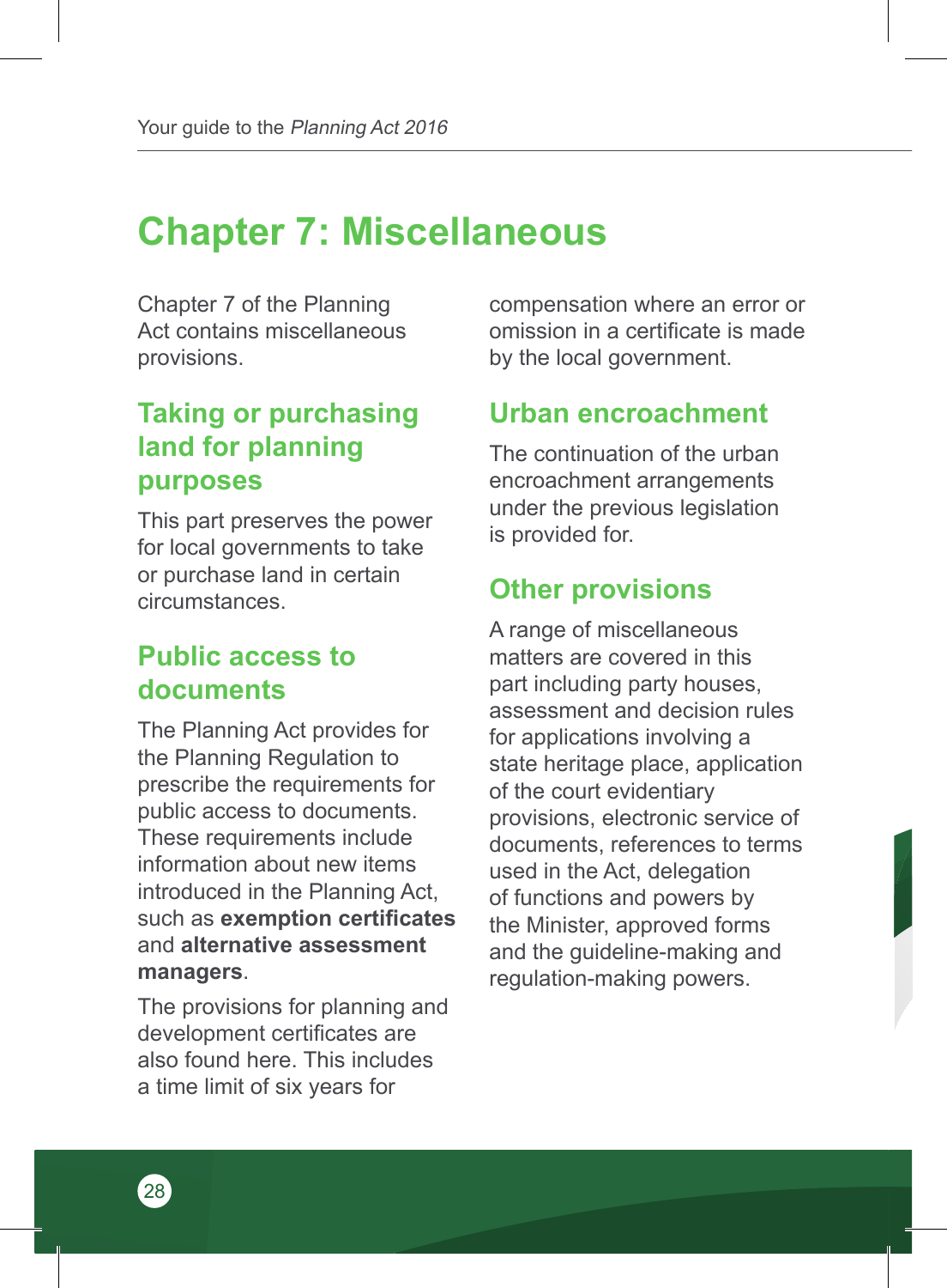# Chapter 7: Miscellaneous

Chapter 7 of the Planning Act contains miscellaneous provisions.

## Taking or purchasing land for planning purposes

This part preserves the power for local governments to take or purchase land in certain circumstances.

## Public access to documents

The Planning Act provides for the Planning Regulation to prescribe the requirements for public access to documents. These requirements include information about new items introduced in the Planning Act, such as **exemption certificates** and **alternative assessment managers**.

The provisions for planning and development certificates are also found here. This includes a time limit of six years for compensation where an error or omission in a certificate is made by the local government.

## Urban encroachment

The continuation of the urban encroachment arrangements under the previous legislation is provided for.

## Other provisions

A range of miscellaneous matters are covered in this part including party houses, assessment and decision rules for applications involving a state heritage place, application of the court evidentiary provisions, electronic service of documents, references to terms used in the Act, delegation of functions and powers by the Minister, approved forms and the guideline-making and regulation-making powers.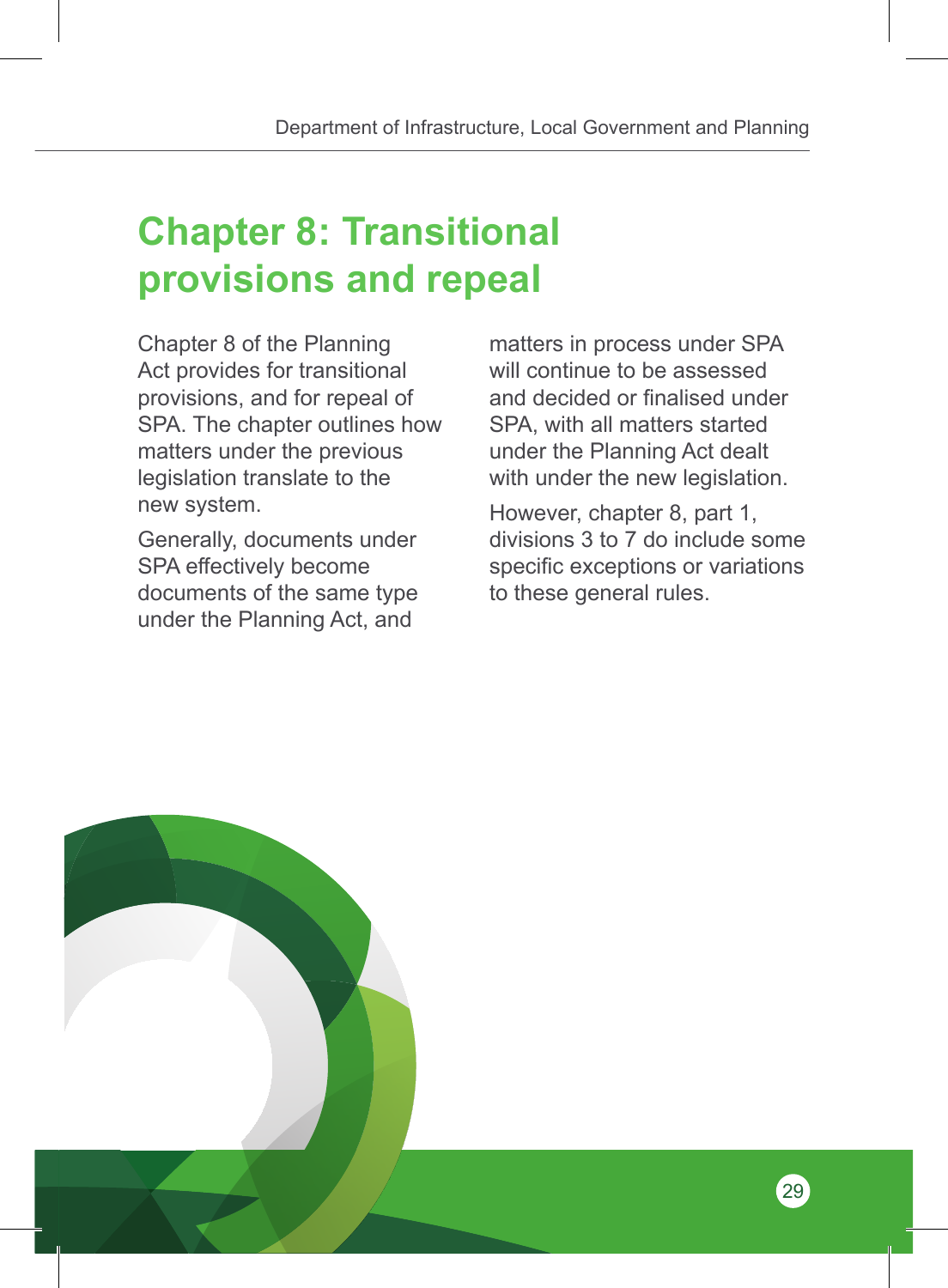# Chapter 8: Transitional provisions and repeal

Chapter 8 of the Planning Act provides for transitional provisions, and for repeal of SPA. The chapter outlines how matters under the previous legislation translate to the new system.

Generally, documents under SPA effectively become documents of the same type under the Planning Act, and matters in process under SPA will continue to be assessed and decided or finalised under SPA, with all matters started under the Planning Act dealt with under the new legislation.

However, chapter 8, part 1, divisions 3 to 7 do include some specific exceptions or variations to these general rules.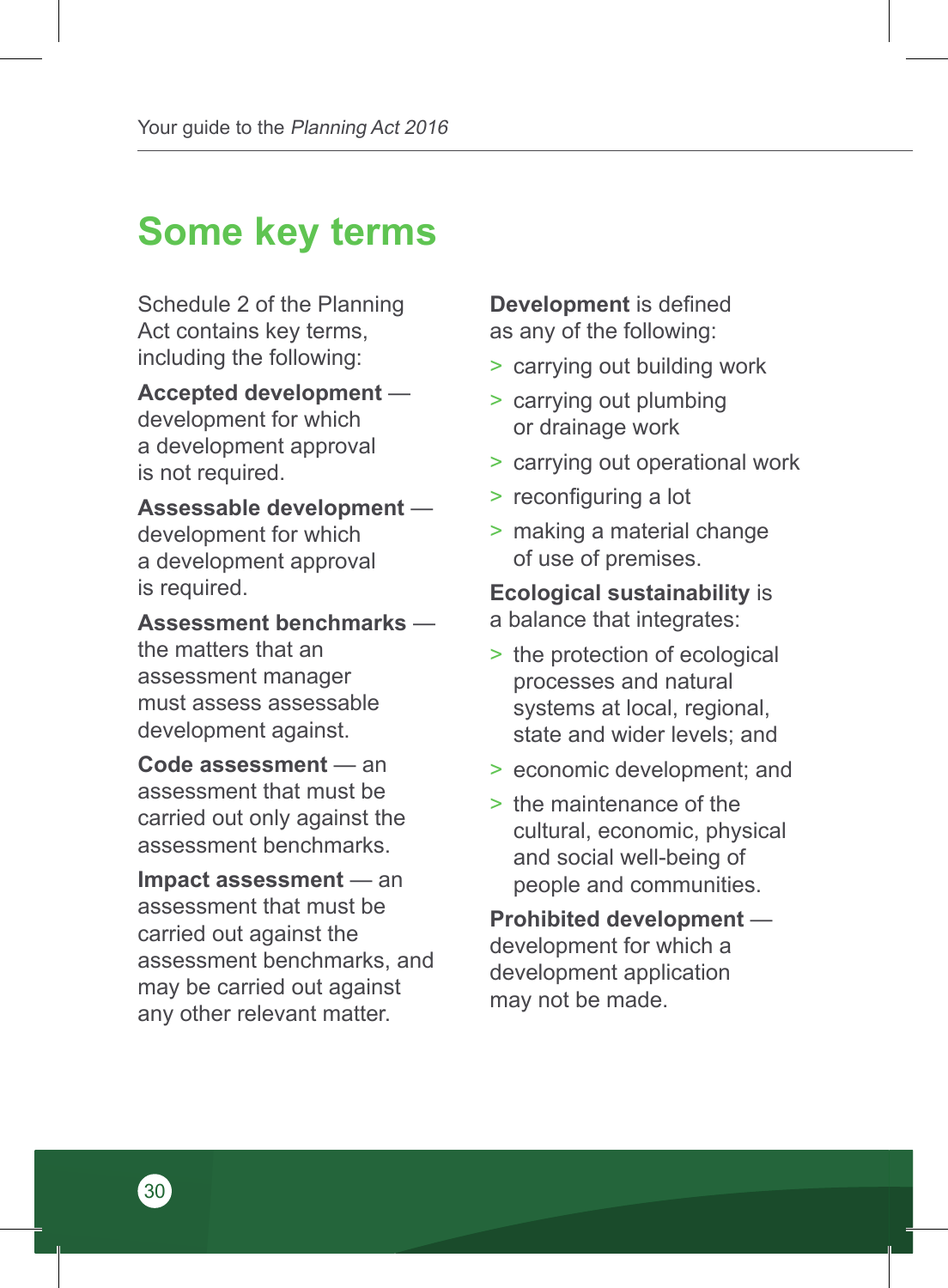## Some key terms

Schedule 2 of the Planning Act contains key terms, including the following:

**Accepted development** — development for which a development approval is not required.

**Assessable development** — development for which a development approval is required.

**Assessment benchmarks** — the matters that an assessment manager must assess assessable development against.

**Code assessment** — an assessment that must be carried out only against the assessment benchmarks.

**Impact assessment** — an assessment that must be carried out against the assessment benchmarks, and may be carried out against any other relevant matter.

**Development** is defined as any of the following:

- carrying out building work
- carrying out plumbing or drainage work
- carrying out operational work
- reconfiguring a lot
- making a material change of use of premises.

**Ecological sustainability** is a balance that integrates:

- the protection of ecological processes and natural systems at local, regional, state and wider levels; and
- economic development; and
- the maintenance of the cultural, economic, physical and social well-being of people and communities.

**Prohibited development** — development for which a development application may not be made.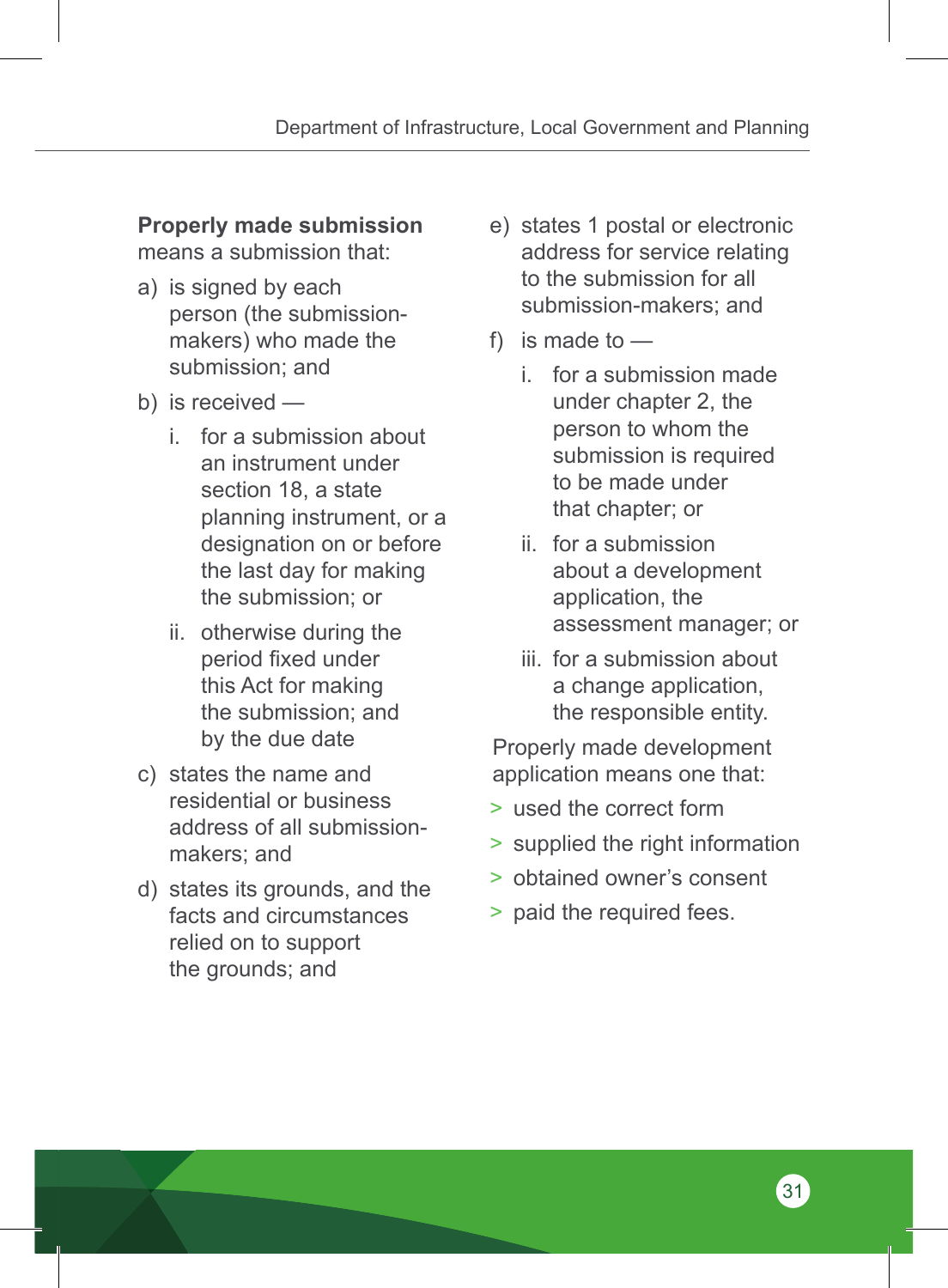**Properly made submission** means a submission that:

a) is signed by each person (the submission-makers) who made the submission; and

b) is received —

   i. for a submission about an instrument under section 18, a state planning instrument, or a designation on or before the last day for making the submission; or

   ii. otherwise during the period fixed under this Act for making the submission; and by the due date

c) states the name and residential or business address of all submission-makers; and

d) states its grounds, and the facts and circumstances relied on to support the grounds; and

e) states 1 postal or electronic address for service relating to the submission for all submission-makers; and

f) is made to —

   i. for a submission made under chapter 2, the person to whom the submission is required to be made under that chapter; or

   ii. for a submission about a development application, the assessment manager; or

   iii. for a submission about a change application, the responsible entity.

Properly made development application means one that:

- used the correct form
- supplied the right information
- obtained owner's consent
- paid the required fees.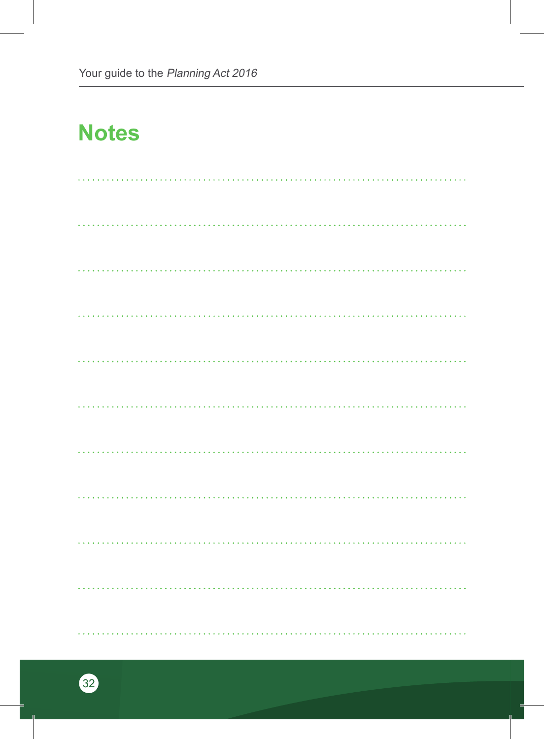# Notes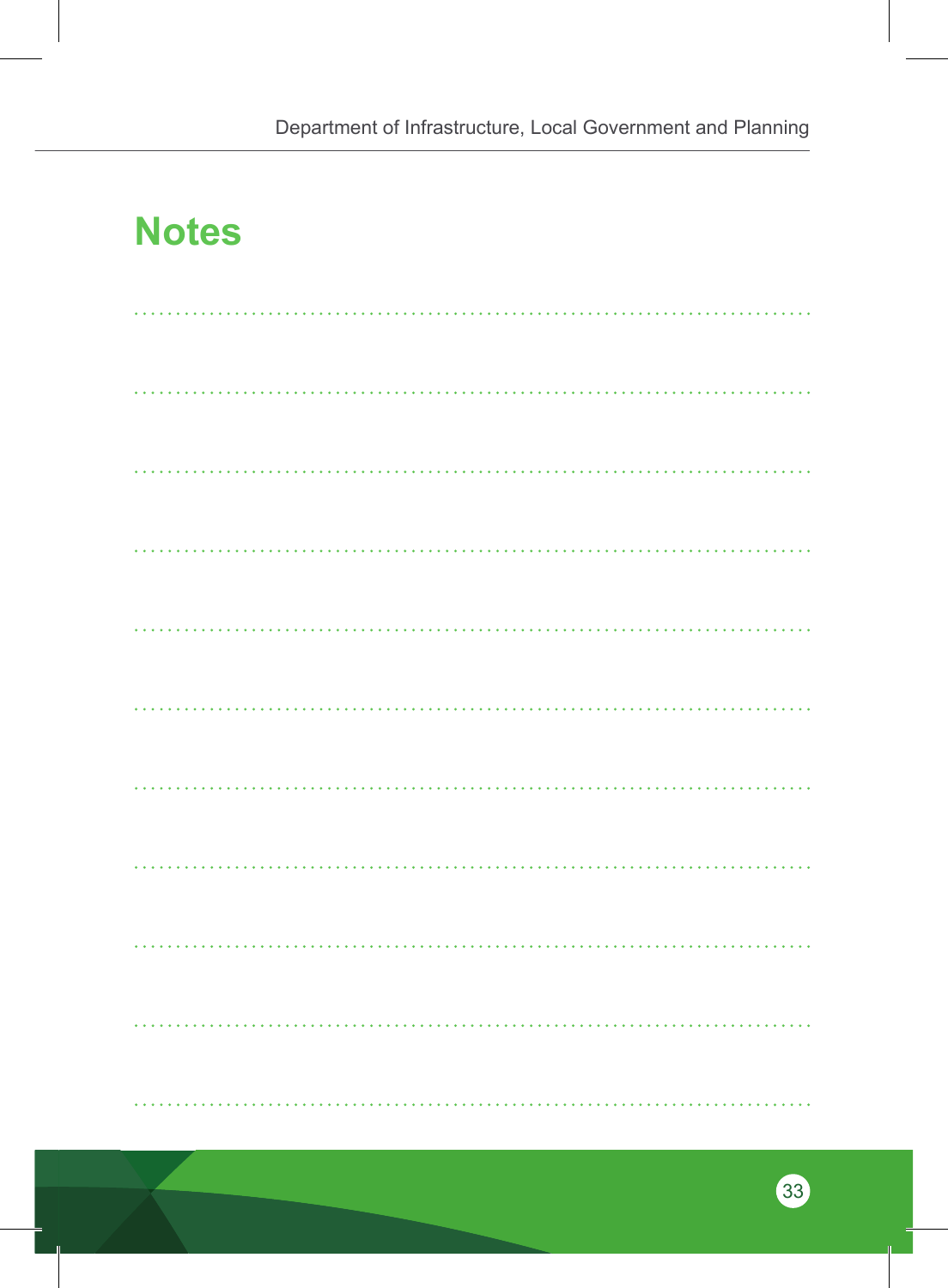# Notes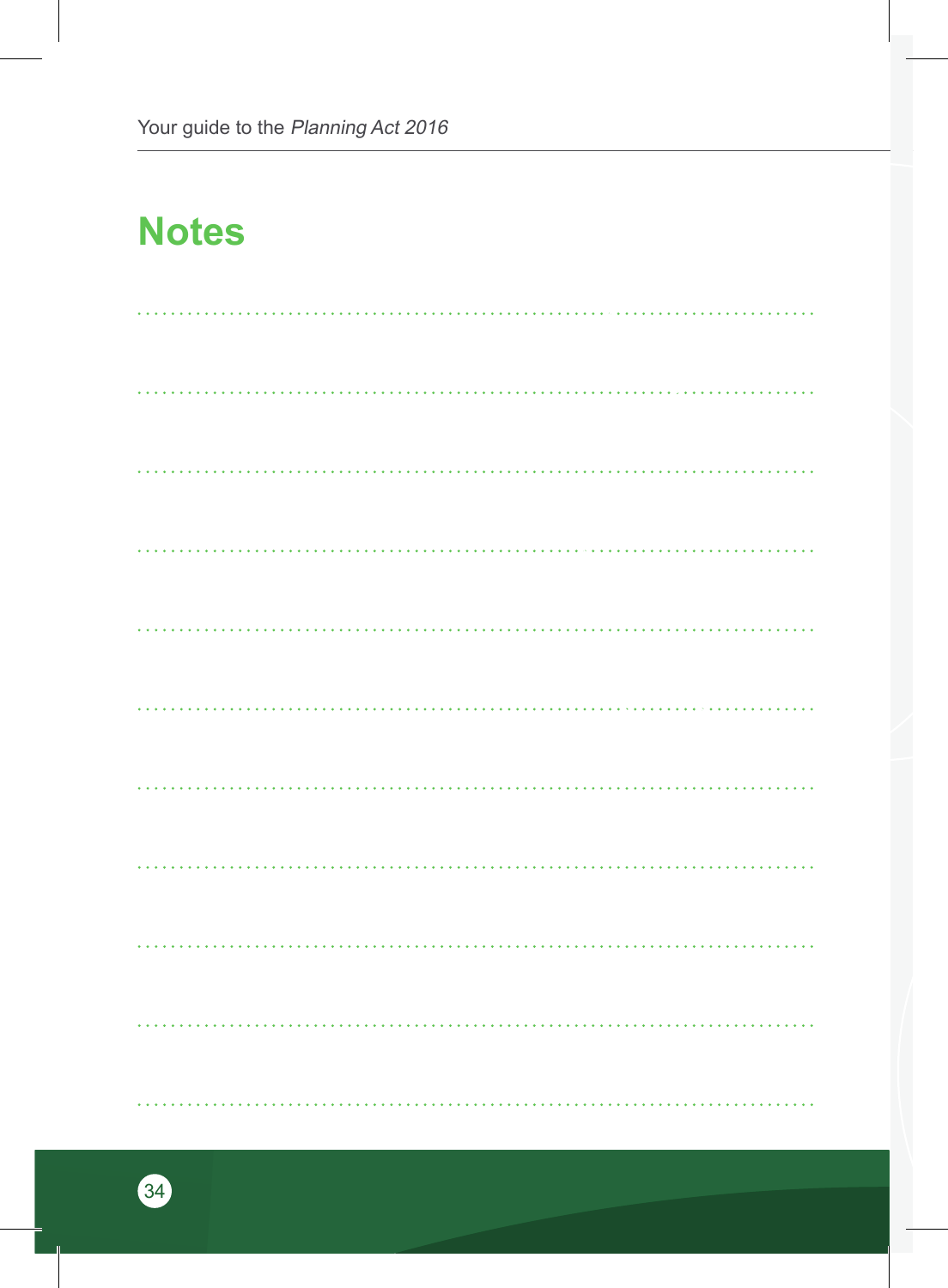# Notes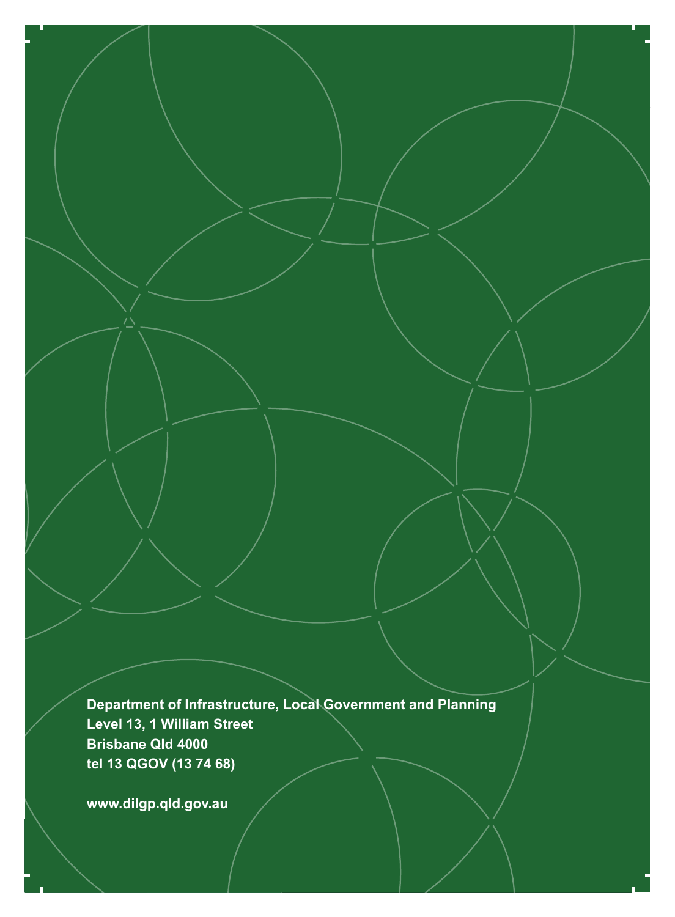**Department of Infrastructure, Local Government and Planning**
**Level 13, 1 William Street**
**Brisbane Qld 4000**
**tel 13 QGOV (13 74 68)**

**www.dilgp.qld.gov.au**